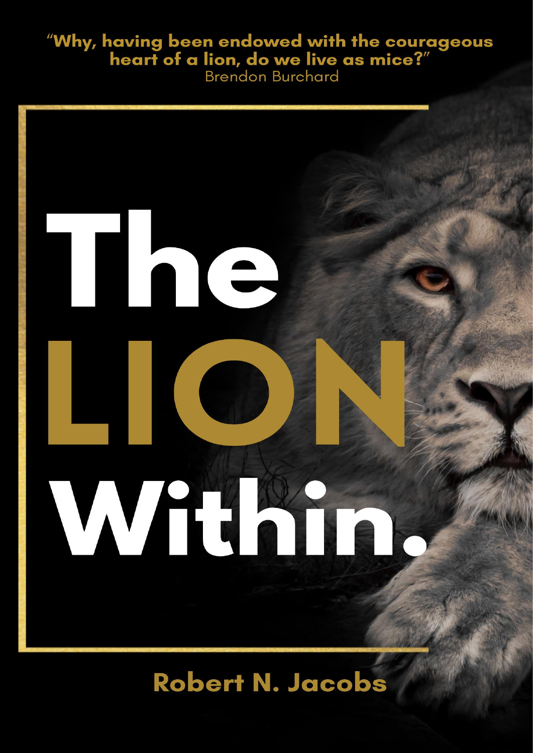"Why, having been endowed with the courageous heart of a lion, do we live as mice?"
Brendon Burchard

# The LION Within.

**Robert N. Jacobs**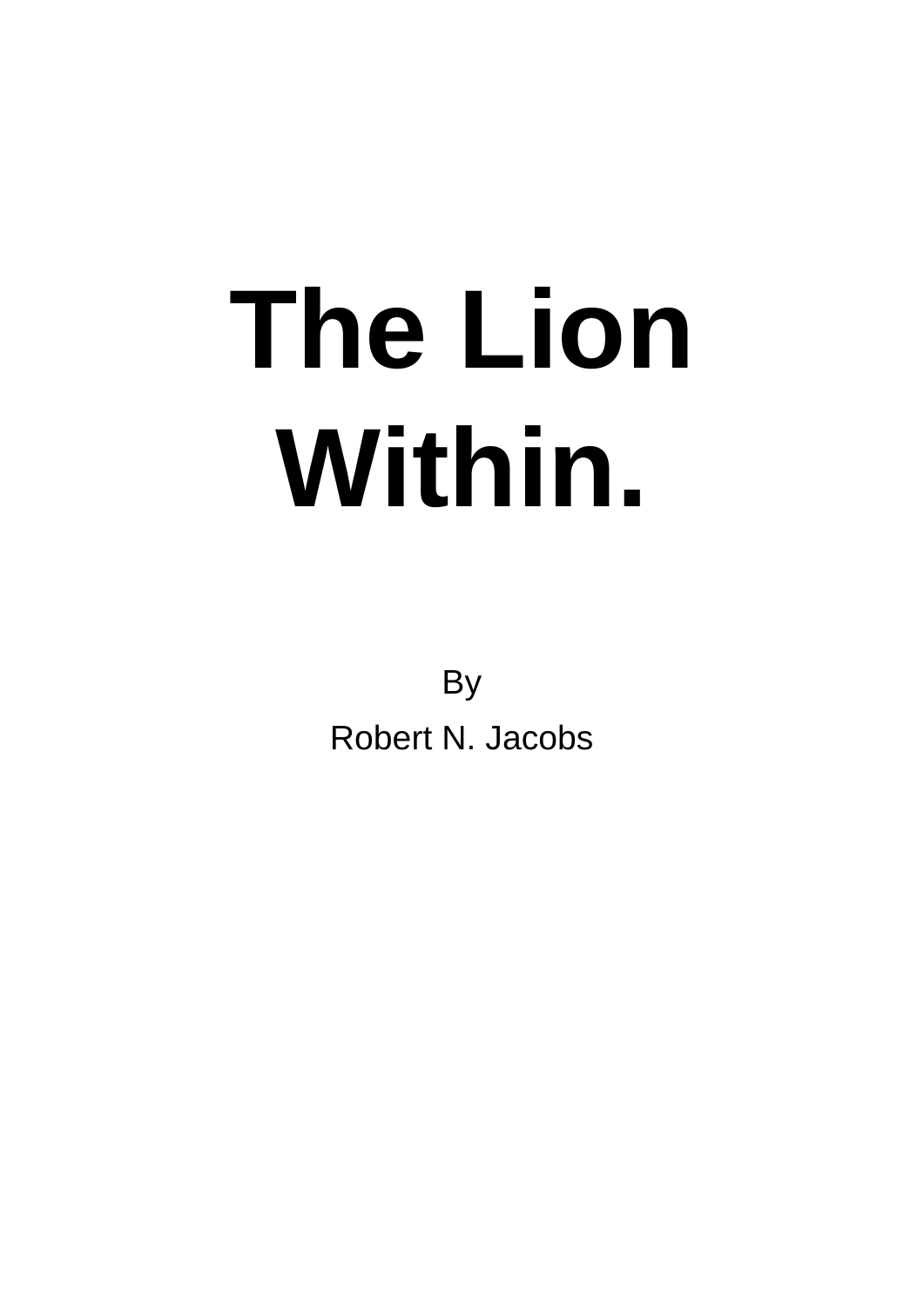# The Lion Within.

By

Robert N. Jacobs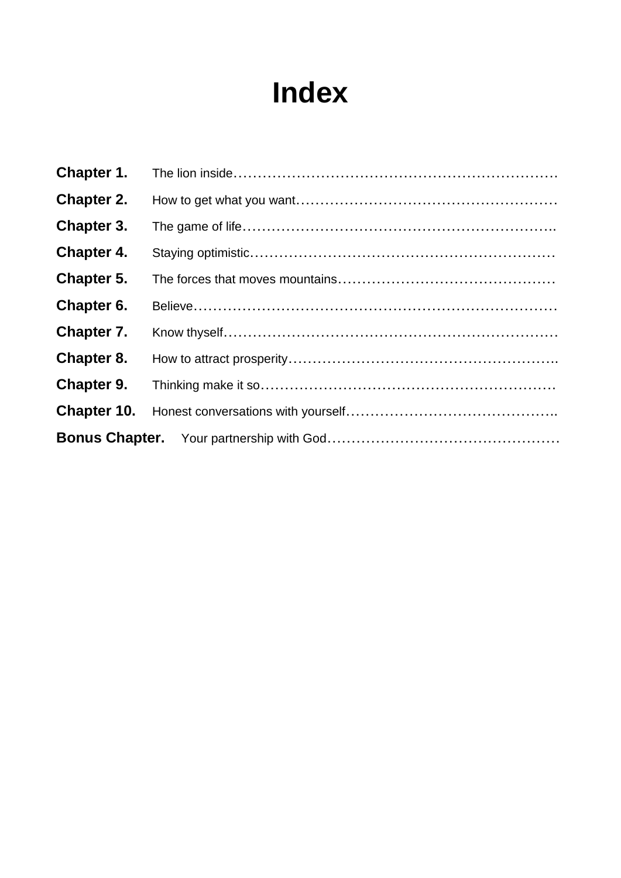# Index

**Chapter 1.** The lion inside…………………………………………………………………

**Chapter 2.** How to get what you want…………………………………………………

**Chapter 3.** The game of life………………………………………………………….

**Chapter 4.** Staying optimistic………………………………………………………

**Chapter 5.** The forces that moves mountains………………………………………

**Chapter 6.** Believe…………………………………………………………………

**Chapter 7.** Know thyself……………………………………………………………

**Chapter 8.** How to attract prosperity……………………………………………….

**Chapter 9.** Thinking make it so……………………………………………………

**Chapter 10.** Honest conversations with yourself…………………………………….

**Bonus Chapter.** Your partnership with God…………………………………………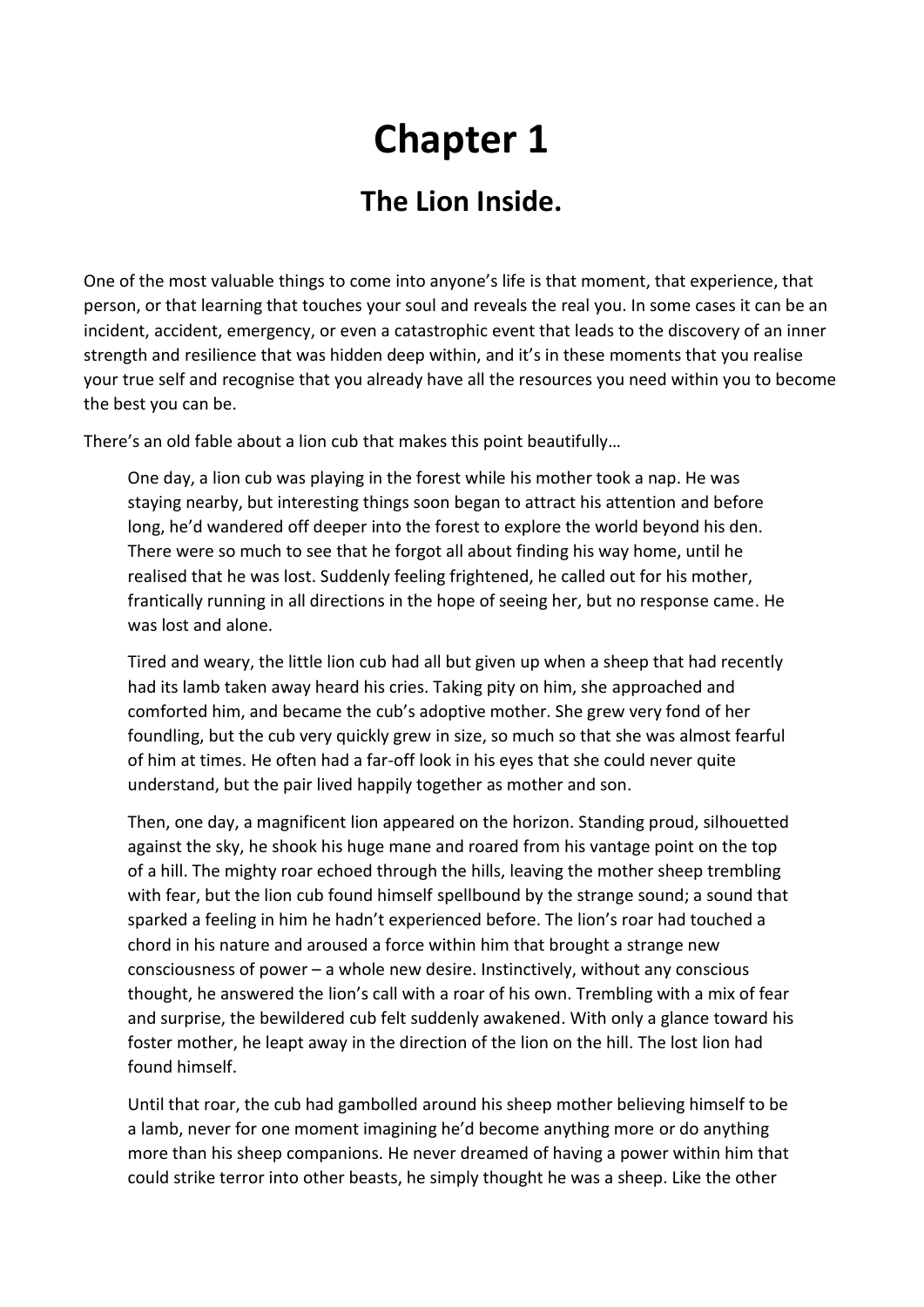# Chapter 1

## The Lion Inside.

One of the most valuable things to come into anyone's life is that moment, that experience, that person, or that learning that touches your soul and reveals the real you. In some cases it can be an incident, accident, emergency, or even a catastrophic event that leads to the discovery of an inner strength and resilience that was hidden deep within, and it's in these moments that you realise your true self and recognise that you already have all the resources you need within you to become the best you can be.

There's an old fable about a lion cub that makes this point beautifully…

> One day, a lion cub was playing in the forest while his mother took a nap. He was staying nearby, but interesting things soon began to attract his attention and before long, he'd wandered off deeper into the forest to explore the world beyond his den. There were so much to see that he forgot all about finding his way home, until he realised that he was lost. Suddenly feeling frightened, he called out for his mother, frantically running in all directions in the hope of seeing her, but no response came. He was lost and alone.
>
> Tired and weary, the little lion cub had all but given up when a sheep that had recently had its lamb taken away heard his cries. Taking pity on him, she approached and comforted him, and became the cub's adoptive mother. She grew very fond of her foundling, but the cub very quickly grew in size, so much so that she was almost fearful of him at times. He often had a far-off look in his eyes that she could never quite understand, but the pair lived happily together as mother and son.
>
> Then, one day, a magnificent lion appeared on the horizon. Standing proud, silhouetted against the sky, he shook his huge mane and roared from his vantage point on the top of a hill. The mighty roar echoed through the hills, leaving the mother sheep trembling with fear, but the lion cub found himself spellbound by the strange sound; a sound that sparked a feeling in him he hadn't experienced before. The lion's roar had touched a chord in his nature and aroused a force within him that brought a strange new consciousness of power – a whole new desire. Instinctively, without any conscious thought, he answered the lion's call with a roar of his own. Trembling with a mix of fear and surprise, the bewildered cub felt suddenly awakened. With only a glance toward his foster mother, he leapt away in the direction of the lion on the hill. The lost lion had found himself.
>
> Until that roar, the cub had gambolled around his sheep mother believing himself to be a lamb, never for one moment imagining he'd become anything more or do anything more than his sheep companions. He never dreamed of having a power within him that could strike terror into other beasts, he simply thought he was a sheep. Like the other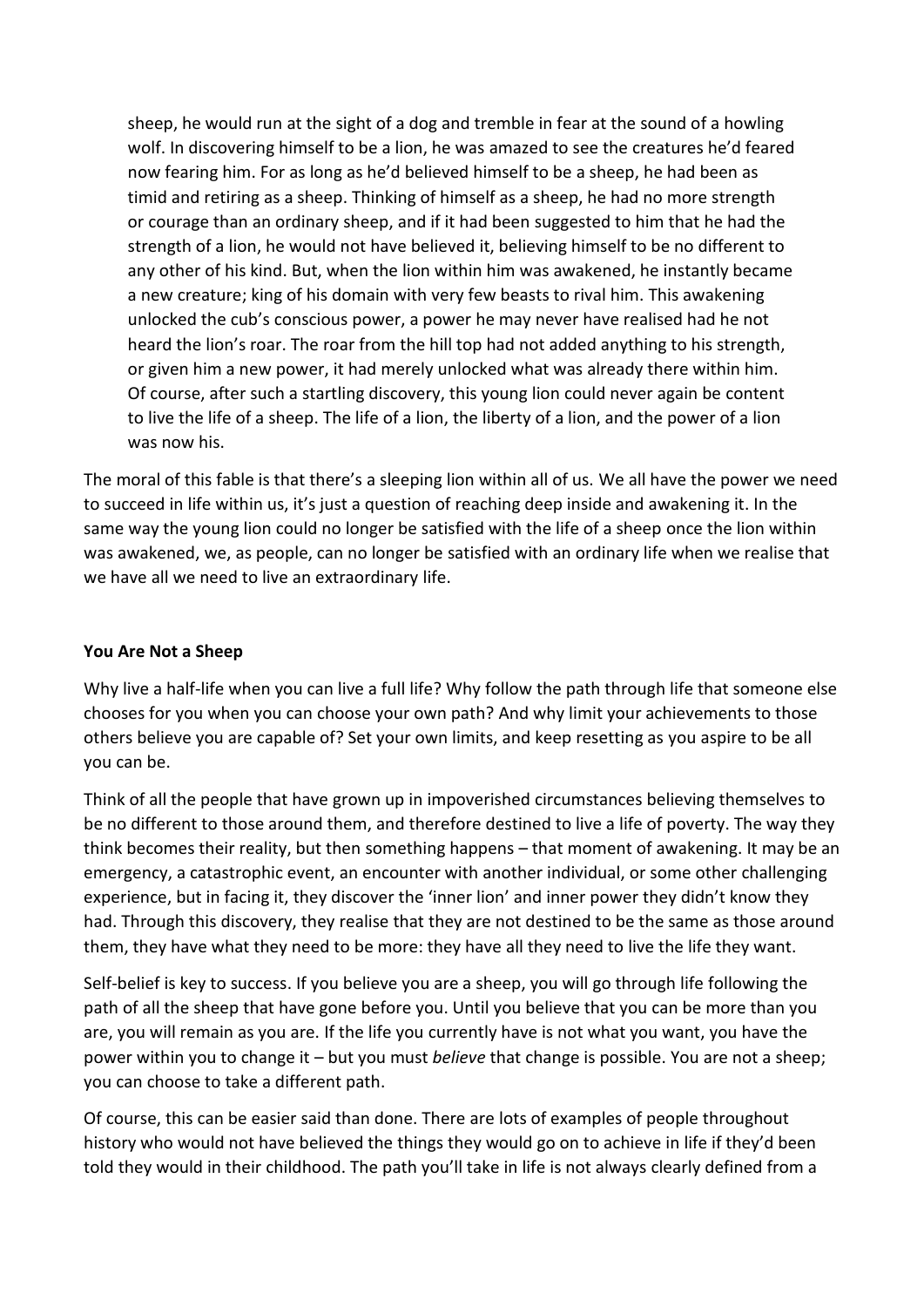> sheep, he would run at the sight of a dog and tremble in fear at the sound of a howling wolf. In discovering himself to be a lion, he was amazed to see the creatures he'd feared now fearing him. For as long as he'd believed himself to be a sheep, he had been as timid and retiring as a sheep. Thinking of himself as a sheep, he had no more strength or courage than an ordinary sheep, and if it had been suggested to him that he had the strength of a lion, he would not have believed it, believing himself to be no different to any other of his kind. But, when the lion within him was awakened, he instantly became a new creature; king of his domain with very few beasts to rival him. This awakening unlocked the cub's conscious power, a power he may never have realised had he not heard the lion's roar. The roar from the hill top had not added anything to his strength, or given him a new power, it had merely unlocked what was already there within him. Of course, after such a startling discovery, this young lion could never again be content to live the life of a sheep. The life of a lion, the liberty of a lion, and the power of a lion was now his.

The moral of this fable is that there's a sleeping lion within all of us. We all have the power we need to succeed in life within us, it's just a question of reaching deep inside and awakening it. In the same way the young lion could no longer be satisfied with the life of a sheep once the lion within was awakened, we, as people, can no longer be satisfied with an ordinary life when we realise that we have all we need to live an extraordinary life.

**You Are Not a Sheep**

Why live a half-life when you can live a full life? Why follow the path through life that someone else chooses for you when you can choose your own path? And why limit your achievements to those others believe you are capable of? Set your own limits, and keep resetting as you aspire to be all you can be.

Think of all the people that have grown up in impoverished circumstances believing themselves to be no different to those around them, and therefore destined to live a life of poverty. The way they think becomes their reality, but then something happens – that moment of awakening. It may be an emergency, a catastrophic event, an encounter with another individual, or some other challenging experience, but in facing it, they discover the 'inner lion' and inner power they didn't know they had. Through this discovery, they realise that they are not destined to be the same as those around them, they have what they need to be more: they have all they need to live the life they want.

Self-belief is key to success. If you believe you are a sheep, you will go through life following the path of all the sheep that have gone before you. Until you believe that you can be more than you are, you will remain as you are. If the life you currently have is not what you want, you have the power within you to change it – but you must *believe* that change is possible. You are not a sheep; you can choose to take a different path.

Of course, this can be easier said than done. There are lots of examples of people throughout history who would not have believed the things they would go on to achieve in life if they'd been told they would in their childhood. The path you'll take in life is not always clearly defined from a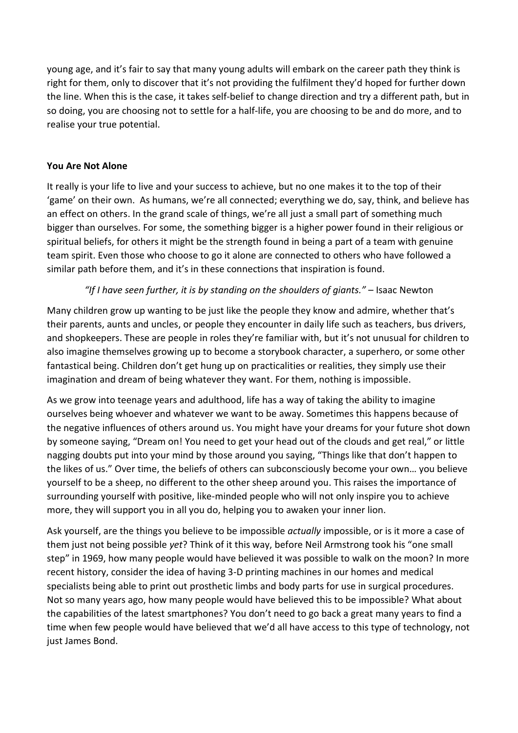young age, and it's fair to say that many young adults will embark on the career path they think is right for them, only to discover that it's not providing the fulfilment they'd hoped for further down the line. When this is the case, it takes self-belief to change direction and try a different path, but in so doing, you are choosing not to settle for a half-life, you are choosing to be and do more, and to realise your true potential.

**You Are Not Alone**

It really is your life to live and your success to achieve, but no one makes it to the top of their 'game' on their own. As humans, we're all connected; everything we do, say, think, and believe has an effect on others. In the grand scale of things, we're all just a small part of something much bigger than ourselves. For some, the something bigger is a higher power found in their religious or spiritual beliefs, for others it might be the strength found in being a part of a team with genuine team spirit. Even those who choose to go it alone are connected to others who have followed a similar path before them, and it's in these connections that inspiration is found.

*"If I have seen further, it is by standing on the shoulders of giants."* – Isaac Newton

Many children grow up wanting to be just like the people they know and admire, whether that's their parents, aunts and uncles, or people they encounter in daily life such as teachers, bus drivers, and shopkeepers. These are people in roles they're familiar with, but it's not unusual for children to also imagine themselves growing up to become a storybook character, a superhero, or some other fantastical being. Children don't get hung up on practicalities or realities, they simply use their imagination and dream of being whatever they want. For them, nothing is impossible.

As we grow into teenage years and adulthood, life has a way of taking the ability to imagine ourselves being whoever and whatever we want to be away. Sometimes this happens because of the negative influences of others around us. You might have your dreams for your future shot down by someone saying, "Dream on! You need to get your head out of the clouds and get real," or little nagging doubts put into your mind by those around you saying, "Things like that don't happen to the likes of us." Over time, the beliefs of others can subconsciously become your own… you believe yourself to be a sheep, no different to the other sheep around you. This raises the importance of surrounding yourself with positive, like-minded people who will not only inspire you to achieve more, they will support you in all you do, helping you to awaken your inner lion.

Ask yourself, are the things you believe to be impossible *actually* impossible, or is it more a case of them just not being possible *yet*? Think of it this way, before Neil Armstrong took his "one small step" in 1969, how many people would have believed it was possible to walk on the moon? In more recent history, consider the idea of having 3-D printing machines in our homes and medical specialists being able to print out prosthetic limbs and body parts for use in surgical procedures. Not so many years ago, how many people would have believed this to be impossible? What about the capabilities of the latest smartphones? You don't need to go back a great many years to find a time when few people would have believed that we'd all have access to this type of technology, not just James Bond.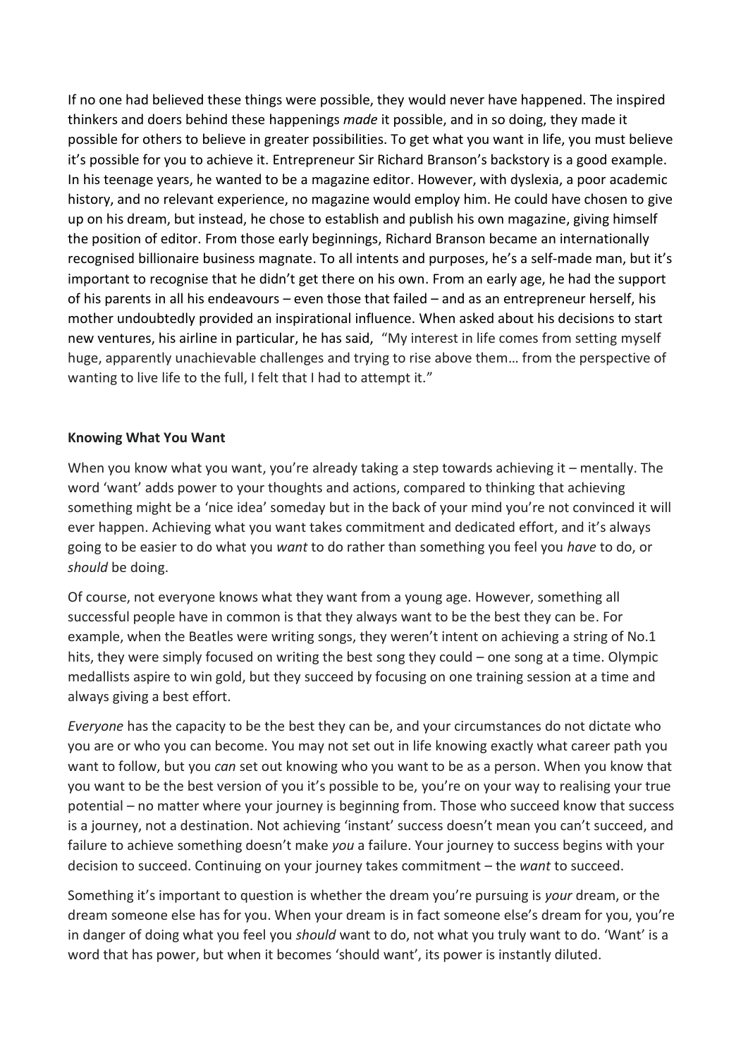If no one had believed these things were possible, they would never have happened. The inspired thinkers and doers behind these happenings *made* it possible, and in so doing, they made it possible for others to believe in greater possibilities. To get what you want in life, you must believe it's possible for you to achieve it. Entrepreneur Sir Richard Branson's backstory is a good example. In his teenage years, he wanted to be a magazine editor. However, with dyslexia, a poor academic history, and no relevant experience, no magazine would employ him. He could have chosen to give up on his dream, but instead, he chose to establish and publish his own magazine, giving himself the position of editor. From those early beginnings, Richard Branson became an internationally recognised billionaire business magnate. To all intents and purposes, he's a self-made man, but it's important to recognise that he didn't get there on his own. From an early age, he had the support of his parents in all his endeavours – even those that failed – and as an entrepreneur herself, his mother undoubtedly provided an inspirational influence. When asked about his decisions to start new ventures, his airline in particular, he has said, "My interest in life comes from setting myself huge, apparently unachievable challenges and trying to rise above them… from the perspective of wanting to live life to the full, I felt that I had to attempt it."

**Knowing What You Want**

When you know what you want, you're already taking a step towards achieving it – mentally. The word 'want' adds power to your thoughts and actions, compared to thinking that achieving something might be a 'nice idea' someday but in the back of your mind you're not convinced it will ever happen. Achieving what you want takes commitment and dedicated effort, and it's always going to be easier to do what you *want* to do rather than something you feel you *have* to do, or *should* be doing.

Of course, not everyone knows what they want from a young age. However, something all successful people have in common is that they always want to be the best they can be. For example, when the Beatles were writing songs, they weren't intent on achieving a string of No.1 hits, they were simply focused on writing the best song they could – one song at a time. Olympic medallists aspire to win gold, but they succeed by focusing on one training session at a time and always giving a best effort.

*Everyone* has the capacity to be the best they can be, and your circumstances do not dictate who you are or who you can become. You may not set out in life knowing exactly what career path you want to follow, but you *can* set out knowing who you want to be as a person. When you know that you want to be the best version of you it's possible to be, you're on your way to realising your true potential – no matter where your journey is beginning from. Those who succeed know that success is a journey, not a destination. Not achieving 'instant' success doesn't mean you can't succeed, and failure to achieve something doesn't make *you* a failure. Your journey to success begins with your decision to succeed. Continuing on your journey takes commitment – the *want* to succeed.

Something it's important to question is whether the dream you're pursuing is *your* dream, or the dream someone else has for you. When your dream is in fact someone else's dream for you, you're in danger of doing what you feel you *should* want to do, not what you truly want to do. 'Want' is a word that has power, but when it becomes 'should want', its power is instantly diluted.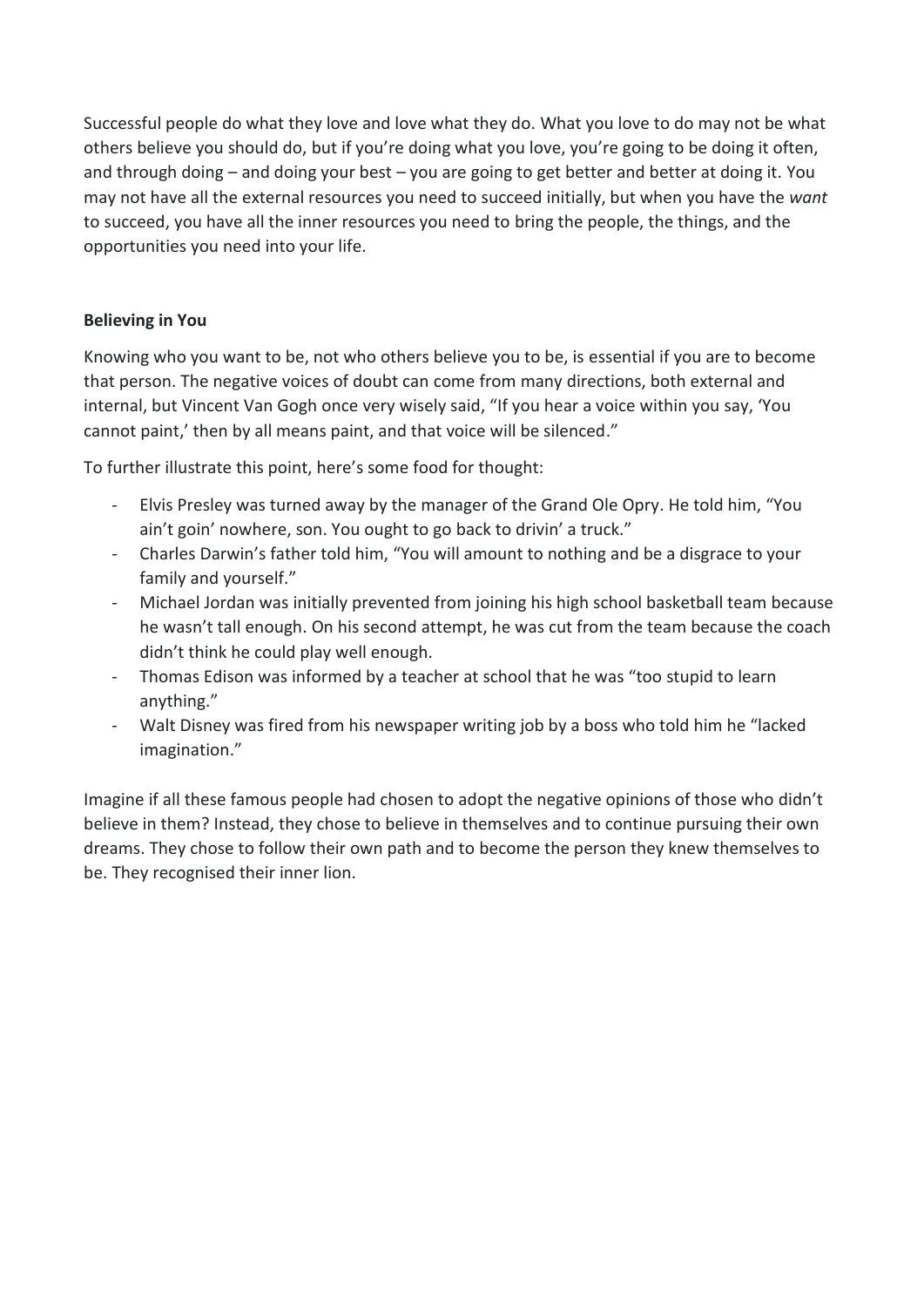Successful people do what they love and love what they do. What you love to do may not be what others believe you should do, but if you're doing what you love, you're going to be doing it often, and through doing – and doing your best – you are going to get better and better at doing it. You may not have all the external resources you need to succeed initially, but when you have the *want* to succeed, you have all the inner resources you need to bring the people, the things, and the opportunities you need into your life.

**Believing in You**

Knowing who you want to be, not who others believe you to be, is essential if you are to become that person. The negative voices of doubt can come from many directions, both external and internal, but Vincent Van Gogh once very wisely said, "If you hear a voice within you say, 'You cannot paint,' then by all means paint, and that voice will be silenced."

To further illustrate this point, here's some food for thought:

- Elvis Presley was turned away by the manager of the Grand Ole Opry. He told him, "You ain't goin' nowhere, son. You ought to go back to drivin' a truck."
- Charles Darwin's father told him, "You will amount to nothing and be a disgrace to your family and yourself."
- Michael Jordan was initially prevented from joining his high school basketball team because he wasn't tall enough. On his second attempt, he was cut from the team because the coach didn't think he could play well enough.
- Thomas Edison was informed by a teacher at school that he was "too stupid to learn anything."
- Walt Disney was fired from his newspaper writing job by a boss who told him he "lacked imagination."

Imagine if all these famous people had chosen to adopt the negative opinions of those who didn't believe in them? Instead, they chose to believe in themselves and to continue pursuing their own dreams. They chose to follow their own path and to become the person they knew themselves to be. They recognised their inner lion.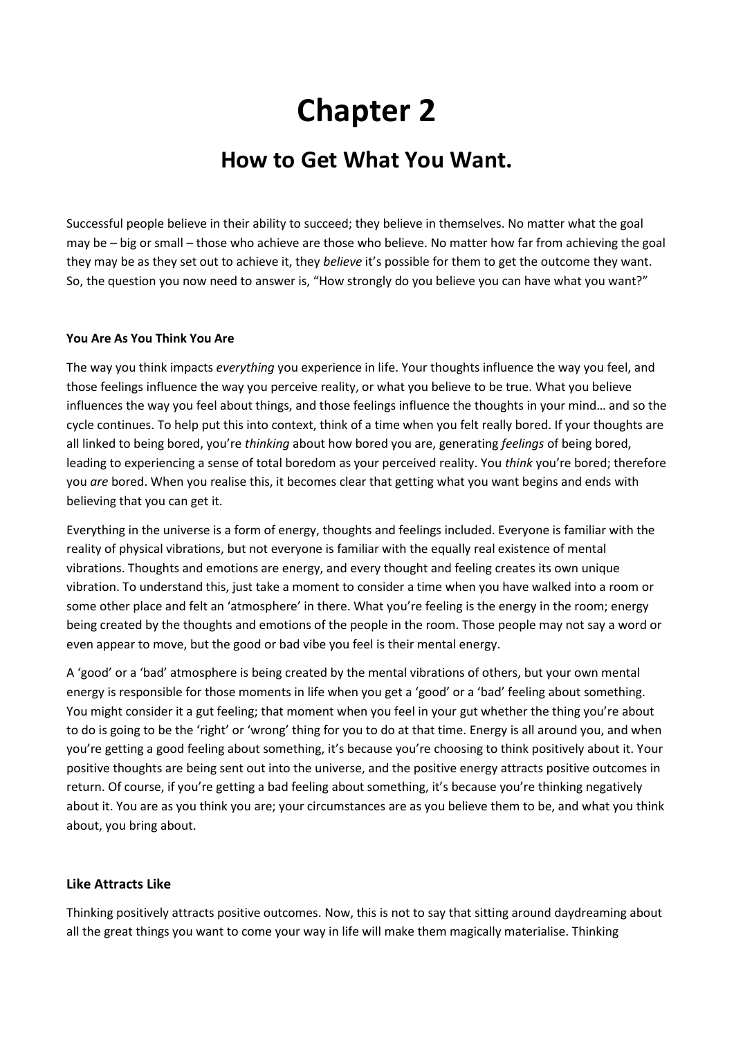# Chapter 2

## How to Get What You Want.

Successful people believe in their ability to succeed; they believe in themselves. No matter what the goal may be – big or small – those who achieve are those who believe. No matter how far from achieving the goal they may be as they set out to achieve it, they *believe* it's possible for them to get the outcome they want. So, the question you now need to answer is, "How strongly do you believe you can have what you want?"

**You Are As You Think You Are**

The way you think impacts *everything* you experience in life. Your thoughts influence the way you feel, and those feelings influence the way you perceive reality, or what you believe to be true. What you believe influences the way you feel about things, and those feelings influence the thoughts in your mind… and so the cycle continues. To help put this into context, think of a time when you felt really bored. If your thoughts are all linked to being bored, you're *thinking* about how bored you are, generating *feelings* of being bored, leading to experiencing a sense of total boredom as your perceived reality. You *think* you're bored; therefore you *are* bored. When you realise this, it becomes clear that getting what you want begins and ends with believing that you can get it.

Everything in the universe is a form of energy, thoughts and feelings included. Everyone is familiar with the reality of physical vibrations, but not everyone is familiar with the equally real existence of mental vibrations. Thoughts and emotions are energy, and every thought and feeling creates its own unique vibration. To understand this, just take a moment to consider a time when you have walked into a room or some other place and felt an 'atmosphere' in there. What you're feeling is the energy in the room; energy being created by the thoughts and emotions of the people in the room. Those people may not say a word or even appear to move, but the good or bad vibe you feel is their mental energy.

A 'good' or a 'bad' atmosphere is being created by the mental vibrations of others, but your own mental energy is responsible for those moments in life when you get a 'good' or a 'bad' feeling about something. You might consider it a gut feeling; that moment when you feel in your gut whether the thing you're about to do is going to be the 'right' or 'wrong' thing for you to do at that time. Energy is all around you, and when you're getting a good feeling about something, it's because you're choosing to think positively about it. Your positive thoughts are being sent out into the universe, and the positive energy attracts positive outcomes in return. Of course, if you're getting a bad feeling about something, it's because you're thinking negatively about it. You are as you think you are; your circumstances are as you believe them to be, and what you think about, you bring about.

**Like Attracts Like**

Thinking positively attracts positive outcomes. Now, this is not to say that sitting around daydreaming about all the great things you want to come your way in life will make them magically materialise. Thinking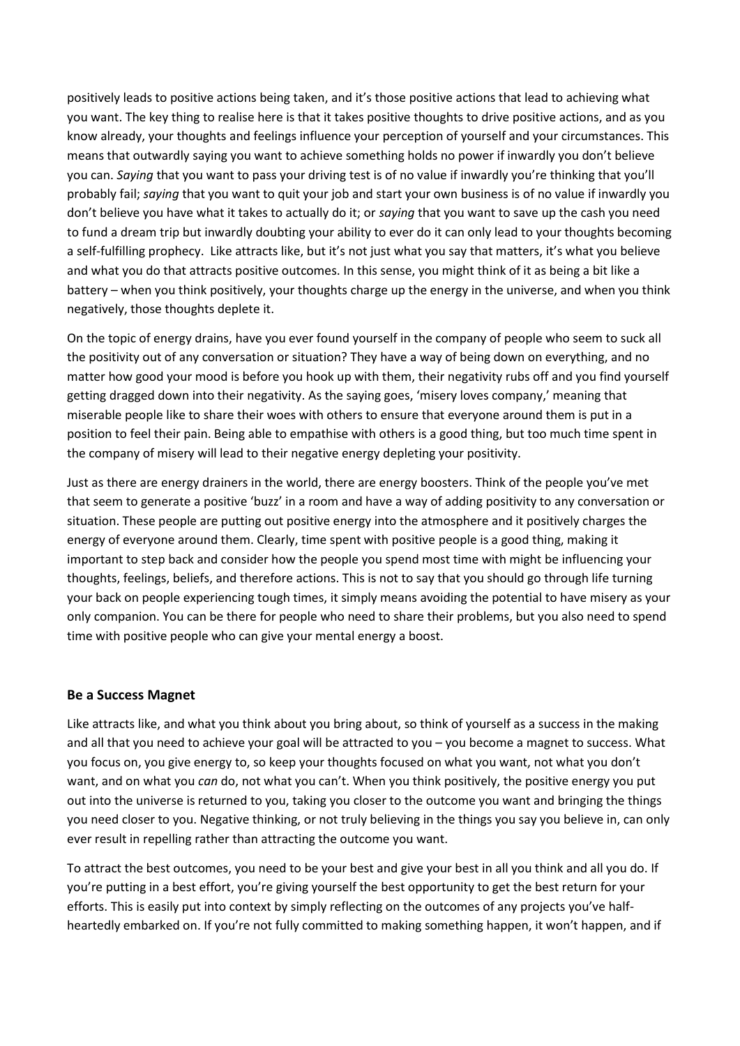positively leads to positive actions being taken, and it's those positive actions that lead to achieving what you want. The key thing to realise here is that it takes positive thoughts to drive positive actions, and as you know already, your thoughts and feelings influence your perception of yourself and your circumstances. This means that outwardly saying you want to achieve something holds no power if inwardly you don't believe you can. *Saying* that you want to pass your driving test is of no value if inwardly you're thinking that you'll probably fail; *saying* that you want to quit your job and start your own business is of no value if inwardly you don't believe you have what it takes to actually do it; or *saying* that you want to save up the cash you need to fund a dream trip but inwardly doubting your ability to ever do it can only lead to your thoughts becoming a self-fulfilling prophecy. Like attracts like, but it's not just what you say that matters, it's what you believe and what you do that attracts positive outcomes. In this sense, you might think of it as being a bit like a battery – when you think positively, your thoughts charge up the energy in the universe, and when you think negatively, those thoughts deplete it.

On the topic of energy drains, have you ever found yourself in the company of people who seem to suck all the positivity out of any conversation or situation? They have a way of being down on everything, and no matter how good your mood is before you hook up with them, their negativity rubs off and you find yourself getting dragged down into their negativity. As the saying goes, 'misery loves company,' meaning that miserable people like to share their woes with others to ensure that everyone around them is put in a position to feel their pain. Being able to empathise with others is a good thing, but too much time spent in the company of misery will lead to their negative energy depleting your positivity.

Just as there are energy drainers in the world, there are energy boosters. Think of the people you've met that seem to generate a positive 'buzz' in a room and have a way of adding positivity to any conversation or situation. These people are putting out positive energy into the atmosphere and it positively charges the energy of everyone around them. Clearly, time spent with positive people is a good thing, making it important to step back and consider how the people you spend most time with might be influencing your thoughts, feelings, beliefs, and therefore actions. This is not to say that you should go through life turning your back on people experiencing tough times, it simply means avoiding the potential to have misery as your only companion. You can be there for people who need to share their problems, but you also need to spend time with positive people who can give your mental energy a boost.

### Be a Success Magnet

Like attracts like, and what you think about you bring about, so think of yourself as a success in the making and all that you need to achieve your goal will be attracted to you – you become a magnet to success. What you focus on, you give energy to, so keep your thoughts focused on what you want, not what you don't want, and on what you *can* do, not what you can't. When you think positively, the positive energy you put out into the universe is returned to you, taking you closer to the outcome you want and bringing the things you need closer to you. Negative thinking, or not truly believing in the things you say you believe in, can only ever result in repelling rather than attracting the outcome you want.

To attract the best outcomes, you need to be your best and give your best in all you think and all you do. If you're putting in a best effort, you're giving yourself the best opportunity to get the best return for your efforts. This is easily put into context by simply reflecting on the outcomes of any projects you've half-heartedly embarked on. If you're not fully committed to making something happen, it won't happen, and if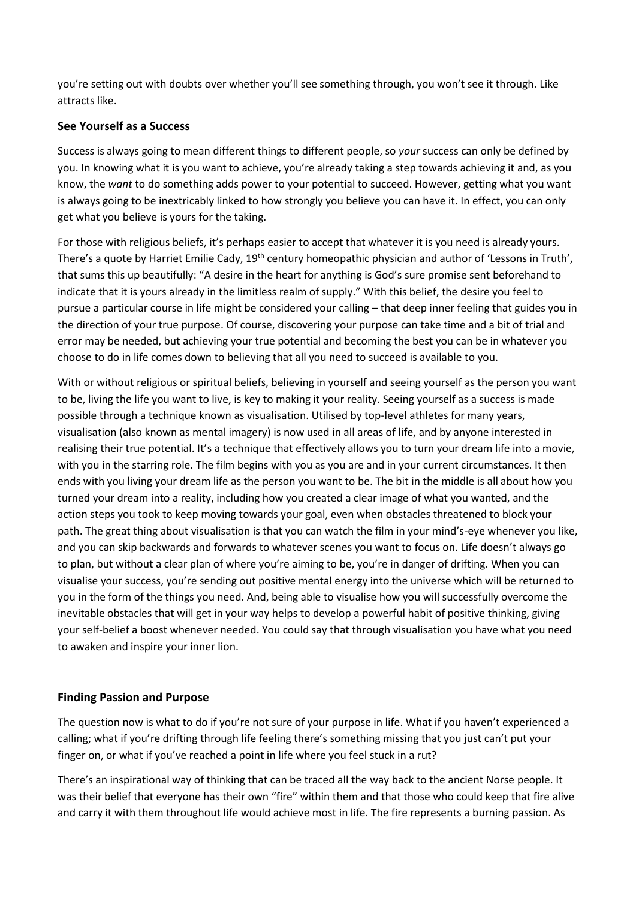you're setting out with doubts over whether you'll see something through, you won't see it through. Like attracts like.

## See Yourself as a Success

Success is always going to mean different things to different people, so *your* success can only be defined by you. In knowing what it is you want to achieve, you're already taking a step towards achieving it and, as you know, the *want* to do something adds power to your potential to succeed. However, getting what you want is always going to be inextricably linked to how strongly you believe you can have it. In effect, you can only get what you believe is yours for the taking.

For those with religious beliefs, it's perhaps easier to accept that whatever it is you need is already yours. There's a quote by Harriet Emilie Cady, 19th century homeopathic physician and author of 'Lessons in Truth', that sums this up beautifully: "A desire in the heart for anything is God's sure promise sent beforehand to indicate that it is yours already in the limitless realm of supply." With this belief, the desire you feel to pursue a particular course in life might be considered your calling – that deep inner feeling that guides you in the direction of your true purpose. Of course, discovering your purpose can take time and a bit of trial and error may be needed, but achieving your true potential and becoming the best you can be in whatever you choose to do in life comes down to believing that all you need to succeed is available to you.

With or without religious or spiritual beliefs, believing in yourself and seeing yourself as the person you want to be, living the life you want to live, is key to making it your reality. Seeing yourself as a success is made possible through a technique known as visualisation. Utilised by top-level athletes for many years, visualisation (also known as mental imagery) is now used in all areas of life, and by anyone interested in realising their true potential. It's a technique that effectively allows you to turn your dream life into a movie, with you in the starring role. The film begins with you as you are and in your current circumstances. It then ends with you living your dream life as the person you want to be. The bit in the middle is all about how you turned your dream into a reality, including how you created a clear image of what you wanted, and the action steps you took to keep moving towards your goal, even when obstacles threatened to block your path. The great thing about visualisation is that you can watch the film in your mind's-eye whenever you like, and you can skip backwards and forwards to whatever scenes you want to focus on. Life doesn't always go to plan, but without a clear plan of where you're aiming to be, you're in danger of drifting. When you can visualise your success, you're sending out positive mental energy into the universe which will be returned to you in the form of the things you need. And, being able to visualise how you will successfully overcome the inevitable obstacles that will get in your way helps to develop a powerful habit of positive thinking, giving your self-belief a boost whenever needed. You could say that through visualisation you have what you need to awaken and inspire your inner lion.

## Finding Passion and Purpose

The question now is what to do if you're not sure of your purpose in life. What if you haven't experienced a calling; what if you're drifting through life feeling there's something missing that you just can't put your finger on, or what if you've reached a point in life where you feel stuck in a rut?

There's an inspirational way of thinking that can be traced all the way back to the ancient Norse people. It was their belief that everyone has their own "fire" within them and that those who could keep that fire alive and carry it with them throughout life would achieve most in life. The fire represents a burning passion. As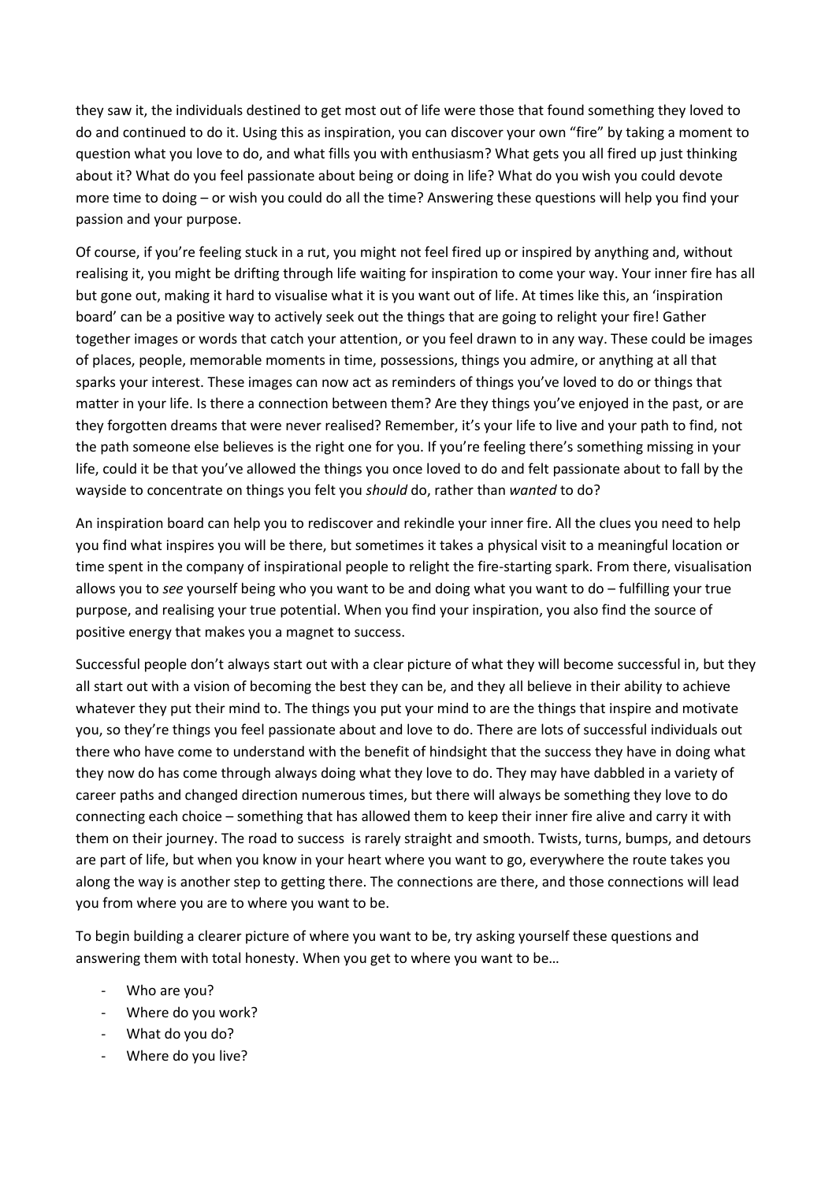they saw it, the individuals destined to get most out of life were those that found something they loved to do and continued to do it. Using this as inspiration, you can discover your own "fire" by taking a moment to question what you love to do, and what fills you with enthusiasm? What gets you all fired up just thinking about it? What do you feel passionate about being or doing in life? What do you wish you could devote more time to doing – or wish you could do all the time? Answering these questions will help you find your passion and your purpose.

Of course, if you're feeling stuck in a rut, you might not feel fired up or inspired by anything and, without realising it, you might be drifting through life waiting for inspiration to come your way. Your inner fire has all but gone out, making it hard to visualise what it is you want out of life. At times like this, an 'inspiration board' can be a positive way to actively seek out the things that are going to relight your fire! Gather together images or words that catch your attention, or you feel drawn to in any way. These could be images of places, people, memorable moments in time, possessions, things you admire, or anything at all that sparks your interest. These images can now act as reminders of things you've loved to do or things that matter in your life. Is there a connection between them? Are they things you've enjoyed in the past, or are they forgotten dreams that were never realised? Remember, it's your life to live and your path to find, not the path someone else believes is the right one for you. If you're feeling there's something missing in your life, could it be that you've allowed the things you once loved to do and felt passionate about to fall by the wayside to concentrate on things you felt you *should* do, rather than *wanted* to do?

An inspiration board can help you to rediscover and rekindle your inner fire. All the clues you need to help you find what inspires you will be there, but sometimes it takes a physical visit to a meaningful location or time spent in the company of inspirational people to relight the fire-starting spark. From there, visualisation allows you to *see* yourself being who you want to be and doing what you want to do – fulfilling your true purpose, and realising your true potential. When you find your inspiration, you also find the source of positive energy that makes you a magnet to success.

Successful people don't always start out with a clear picture of what they will become successful in, but they all start out with a vision of becoming the best they can be, and they all believe in their ability to achieve whatever they put their mind to. The things you put your mind to are the things that inspire and motivate you, so they're things you feel passionate about and love to do. There are lots of successful individuals out there who have come to understand with the benefit of hindsight that the success they have in doing what they now do has come through always doing what they love to do. They may have dabbled in a variety of career paths and changed direction numerous times, but there will always be something they love to do connecting each choice – something that has allowed them to keep their inner fire alive and carry it with them on their journey. The road to success is rarely straight and smooth. Twists, turns, bumps, and detours are part of life, but when you know in your heart where you want to go, everywhere the route takes you along the way is another step to getting there. The connections are there, and those connections will lead you from where you are to where you want to be.

To begin building a clearer picture of where you want to be, try asking yourself these questions and answering them with total honesty. When you get to where you want to be…

- Who are you?
- Where do you work?
- What do you do?
- Where do you live?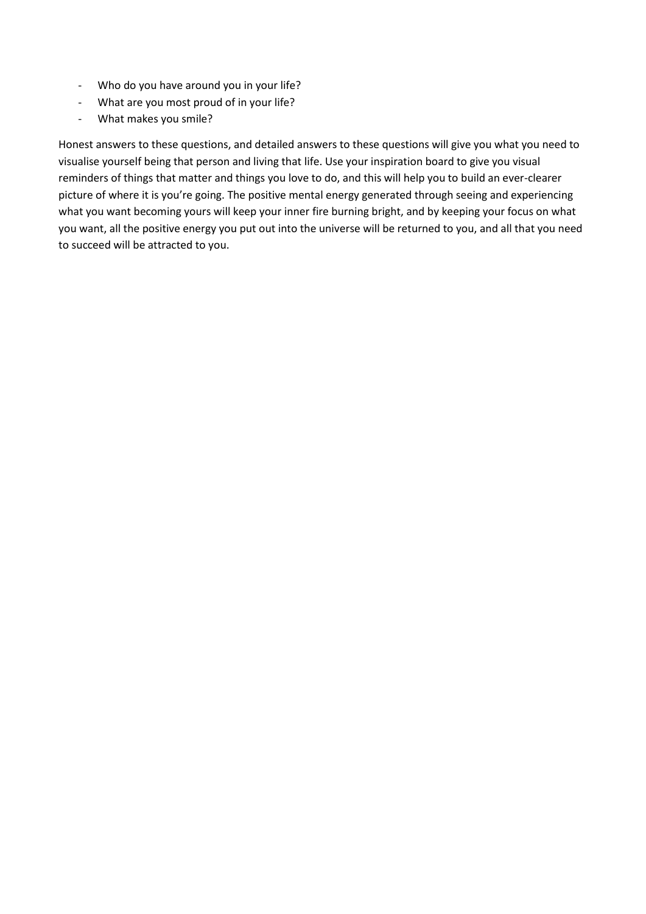- Who do you have around you in your life?
- What are you most proud of in your life?
- What makes you smile?

Honest answers to these questions, and detailed answers to these questions will give you what you need to visualise yourself being that person and living that life. Use your inspiration board to give you visual reminders of things that matter and things you love to do, and this will help you to build an ever-clearer picture of where it is you're going. The positive mental energy generated through seeing and experiencing what you want becoming yours will keep your inner fire burning bright, and by keeping your focus on what you want, all the positive energy you put out into the universe will be returned to you, and all that you need to succeed will be attracted to you.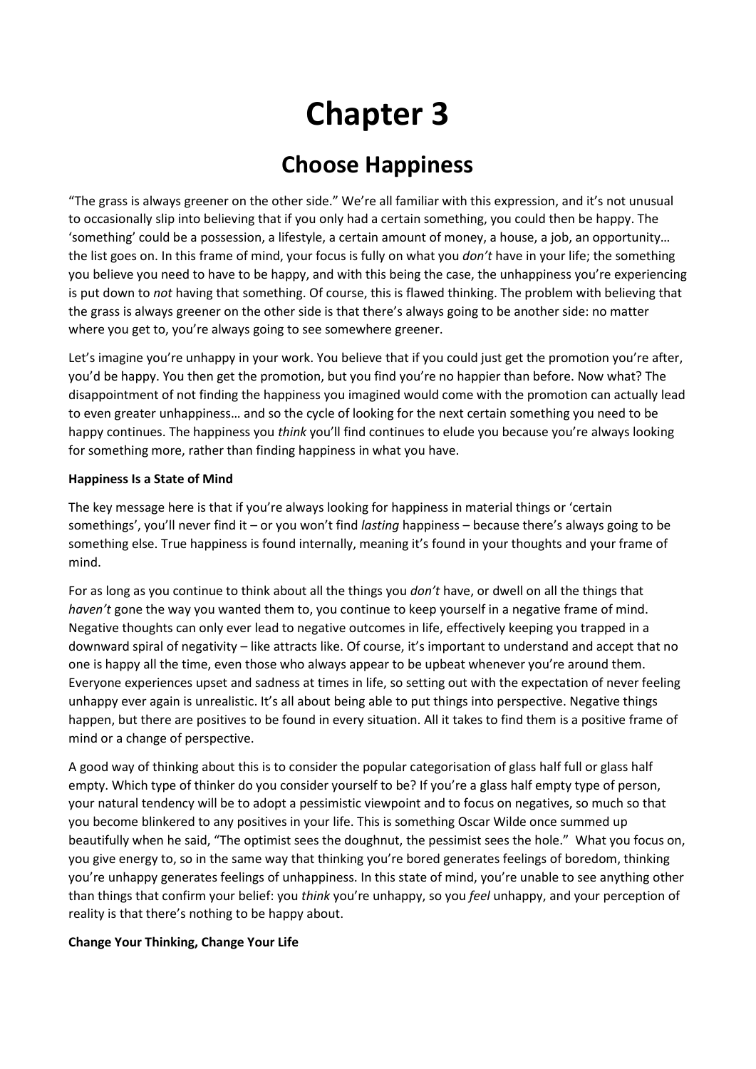# Chapter 3

## Choose Happiness

"The grass is always greener on the other side." We're all familiar with this expression, and it's not unusual to occasionally slip into believing that if you only had a certain something, you could then be happy. The 'something' could be a possession, a lifestyle, a certain amount of money, a house, a job, an opportunity… the list goes on. In this frame of mind, your focus is fully on what you *don't* have in your life; the something you believe you need to have to be happy, and with this being the case, the unhappiness you're experiencing is put down to *not* having that something. Of course, this is flawed thinking. The problem with believing that the grass is always greener on the other side is that there's always going to be another side: no matter where you get to, you're always going to see somewhere greener.

Let's imagine you're unhappy in your work. You believe that if you could just get the promotion you're after, you'd be happy. You then get the promotion, but you find you're no happier than before. Now what? The disappointment of not finding the happiness you imagined would come with the promotion can actually lead to even greater unhappiness… and so the cycle of looking for the next certain something you need to be happy continues. The happiness you *think* you'll find continues to elude you because you're always looking for something more, rather than finding happiness in what you have.

**Happiness Is a State of Mind**

The key message here is that if you're always looking for happiness in material things or 'certain somethings', you'll never find it – or you won't find *lasting* happiness – because there's always going to be something else. True happiness is found internally, meaning it's found in your thoughts and your frame of mind.

For as long as you continue to think about all the things you *don't* have, or dwell on all the things that *haven't* gone the way you wanted them to, you continue to keep yourself in a negative frame of mind. Negative thoughts can only ever lead to negative outcomes in life, effectively keeping you trapped in a downward spiral of negativity – like attracts like. Of course, it's important to understand and accept that no one is happy all the time, even those who always appear to be upbeat whenever you're around them. Everyone experiences upset and sadness at times in life, so setting out with the expectation of never feeling unhappy ever again is unrealistic. It's all about being able to put things into perspective. Negative things happen, but there are positives to be found in every situation. All it takes to find them is a positive frame of mind or a change of perspective.

A good way of thinking about this is to consider the popular categorisation of glass half full or glass half empty. Which type of thinker do you consider yourself to be? If you're a glass half empty type of person, your natural tendency will be to adopt a pessimistic viewpoint and to focus on negatives, so much so that you become blinkered to any positives in your life. This is something Oscar Wilde once summed up beautifully when he said, "The optimist sees the doughnut, the pessimist sees the hole." What you focus on, you give energy to, so in the same way that thinking you're bored generates feelings of boredom, thinking you're unhappy generates feelings of unhappiness. In this state of mind, you're unable to see anything other than things that confirm your belief: you *think* you're unhappy, so you *feel* unhappy, and your perception of reality is that there's nothing to be happy about.

**Change Your Thinking, Change Your Life**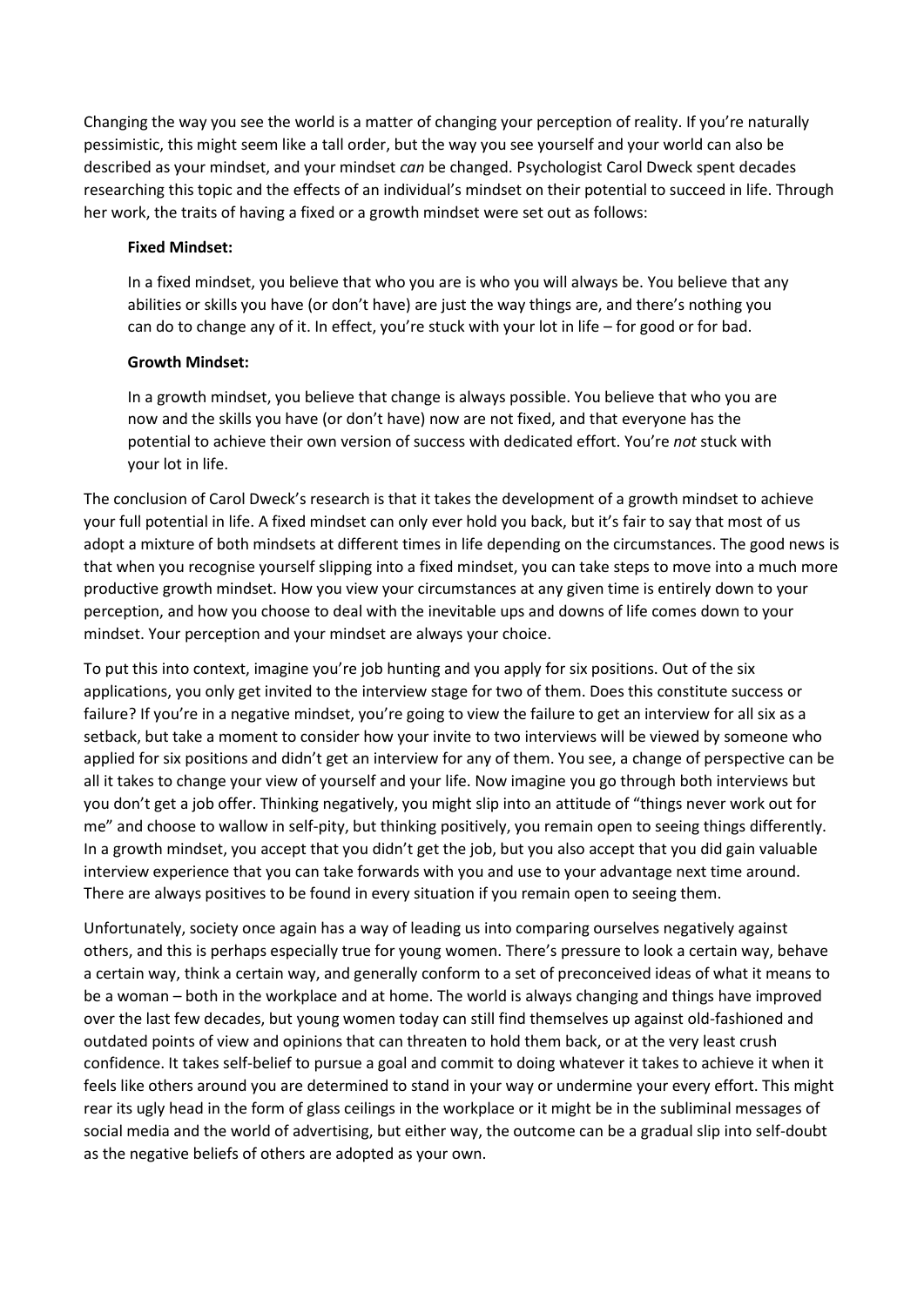Changing the way you see the world is a matter of changing your perception of reality. If you're naturally pessimistic, this might seem like a tall order, but the way you see yourself and your world can also be described as your mindset, and your mindset *can* be changed. Psychologist Carol Dweck spent decades researching this topic and the effects of an individual's mindset on their potential to succeed in life. Through her work, the traits of having a fixed or a growth mindset were set out as follows:

> **Fixed Mindset:**
>
> In a fixed mindset, you believe that who you are is who you will always be. You believe that any abilities or skills you have (or don't have) are just the way things are, and there's nothing you can do to change any of it. In effect, you're stuck with your lot in life – for good or for bad.
>
> **Growth Mindset:**
>
> In a growth mindset, you believe that change is always possible. You believe that who you are now and the skills you have (or don't have) now are not fixed, and that everyone has the potential to achieve their own version of success with dedicated effort. You're *not* stuck with your lot in life.

The conclusion of Carol Dweck's research is that it takes the development of a growth mindset to achieve your full potential in life. A fixed mindset can only ever hold you back, but it's fair to say that most of us adopt a mixture of both mindsets at different times in life depending on the circumstances. The good news is that when you recognise yourself slipping into a fixed mindset, you can take steps to move into a much more productive growth mindset. How you view your circumstances at any given time is entirely down to your perception, and how you choose to deal with the inevitable ups and downs of life comes down to your mindset. Your perception and your mindset are always your choice.

To put this into context, imagine you're job hunting and you apply for six positions. Out of the six applications, you only get invited to the interview stage for two of them. Does this constitute success or failure? If you're in a negative mindset, you're going to view the failure to get an interview for all six as a setback, but take a moment to consider how your invite to two interviews will be viewed by someone who applied for six positions and didn't get an interview for any of them. You see, a change of perspective can be all it takes to change your view of yourself and your life. Now imagine you go through both interviews but you don't get a job offer. Thinking negatively, you might slip into an attitude of "things never work out for me" and choose to wallow in self-pity, but thinking positively, you remain open to seeing things differently. In a growth mindset, you accept that you didn't get the job, but you also accept that you did gain valuable interview experience that you can take forwards with you and use to your advantage next time around. There are always positives to be found in every situation if you remain open to seeing them.

Unfortunately, society once again has a way of leading us into comparing ourselves negatively against others, and this is perhaps especially true for young women. There's pressure to look a certain way, behave a certain way, think a certain way, and generally conform to a set of preconceived ideas of what it means to be a woman – both in the workplace and at home. The world is always changing and things have improved over the last few decades, but young women today can still find themselves up against old-fashioned and outdated points of view and opinions that can threaten to hold them back, or at the very least crush confidence. It takes self-belief to pursue a goal and commit to doing whatever it takes to achieve it when it feels like others around you are determined to stand in your way or undermine your every effort. This might rear its ugly head in the form of glass ceilings in the workplace or it might be in the subliminal messages of social media and the world of advertising, but either way, the outcome can be a gradual slip into self-doubt as the negative beliefs of others are adopted as your own.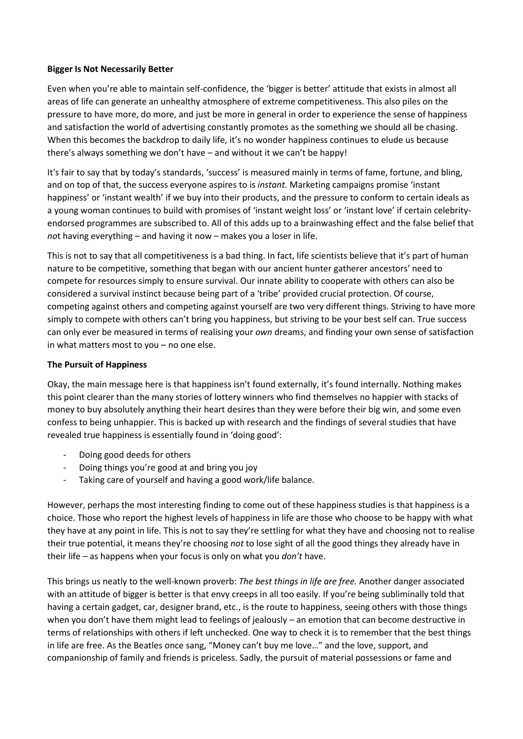**Bigger Is Not Necessarily Better**

Even when you're able to maintain self-confidence, the 'bigger is better' attitude that exists in almost all areas of life can generate an unhealthy atmosphere of extreme competitiveness. This also piles on the pressure to have more, do more, and just be more in general in order to experience the sense of happiness and satisfaction the world of advertising constantly promotes as the something we should all be chasing. When this becomes the backdrop to daily life, it's no wonder happiness continues to elude us because there's always something we don't have – and without it we can't be happy!

It's fair to say that by today's standards, 'success' is measured mainly in terms of fame, fortune, and bling, and on top of that, the success everyone aspires to is *instant.* Marketing campaigns promise 'instant happiness' or 'instant wealth' if we buy into their products, and the pressure to conform to certain ideals as a young woman continues to build with promises of 'instant weight loss' or 'instant love' if certain celebrity-endorsed programmes are subscribed to. All of this adds up to a brainwashing effect and the false belief that *no*t having everything – and having it now – makes you a loser in life.

This is not to say that all competitiveness is a bad thing. In fact, life scientists believe that it's part of human nature to be competitive, something that began with our ancient hunter gatherer ancestors' need to compete for resources simply to ensure survival. Our innate ability to cooperate with others can also be considered a survival instinct because being part of a 'tribe' provided crucial protection. Of course, competing against others and competing against yourself are two very different things. Striving to have more simply to compete with others can't bring you happiness, but striving to be your best self can. True success can only ever be measured in terms of realising your *own* dreams, and finding your own sense of satisfaction in what matters most to you – no one else.

**The Pursuit of Happiness**

Okay, the main message here is that happiness isn't found externally, it's found internally. Nothing makes this point clearer than the many stories of lottery winners who find themselves no happier with stacks of money to buy absolutely anything their heart desires than they were before their big win, and some even confess to being unhappier. This is backed up with research and the findings of several studies that have revealed true happiness is essentially found in 'doing good':

- Doing good deeds for others
- Doing things you're good at and bring you joy
- Taking care of yourself and having a good work/life balance.

However, perhaps the most interesting finding to come out of these happiness studies is that happiness is a choice. Those who report the highest levels of happiness in life are those who choose to be happy with what they have at any point in life. This is not to say they're settling for what they have and choosing not to realise their true potential, it means they're choosing *not* to lose sight of all the good things they already have in their life – as happens when your focus is only on what you *don't* have.

This brings us neatly to the well-known proverb: *The best things in life are free.* Another danger associated with an attitude of bigger is better is that envy creeps in all too easily. If you're being subliminally told that having a certain gadget, car, designer brand, etc., is the route to happiness, seeing others with those things when you don't have them might lead to feelings of jealously – an emotion that can become destructive in terms of relationships with others if left unchecked. One way to check it is to remember that the best things in life are free. As the Beatles once sang, "Money can't buy me love…" and the love, support, and companionship of family and friends is priceless. Sadly, the pursuit of material possessions or fame and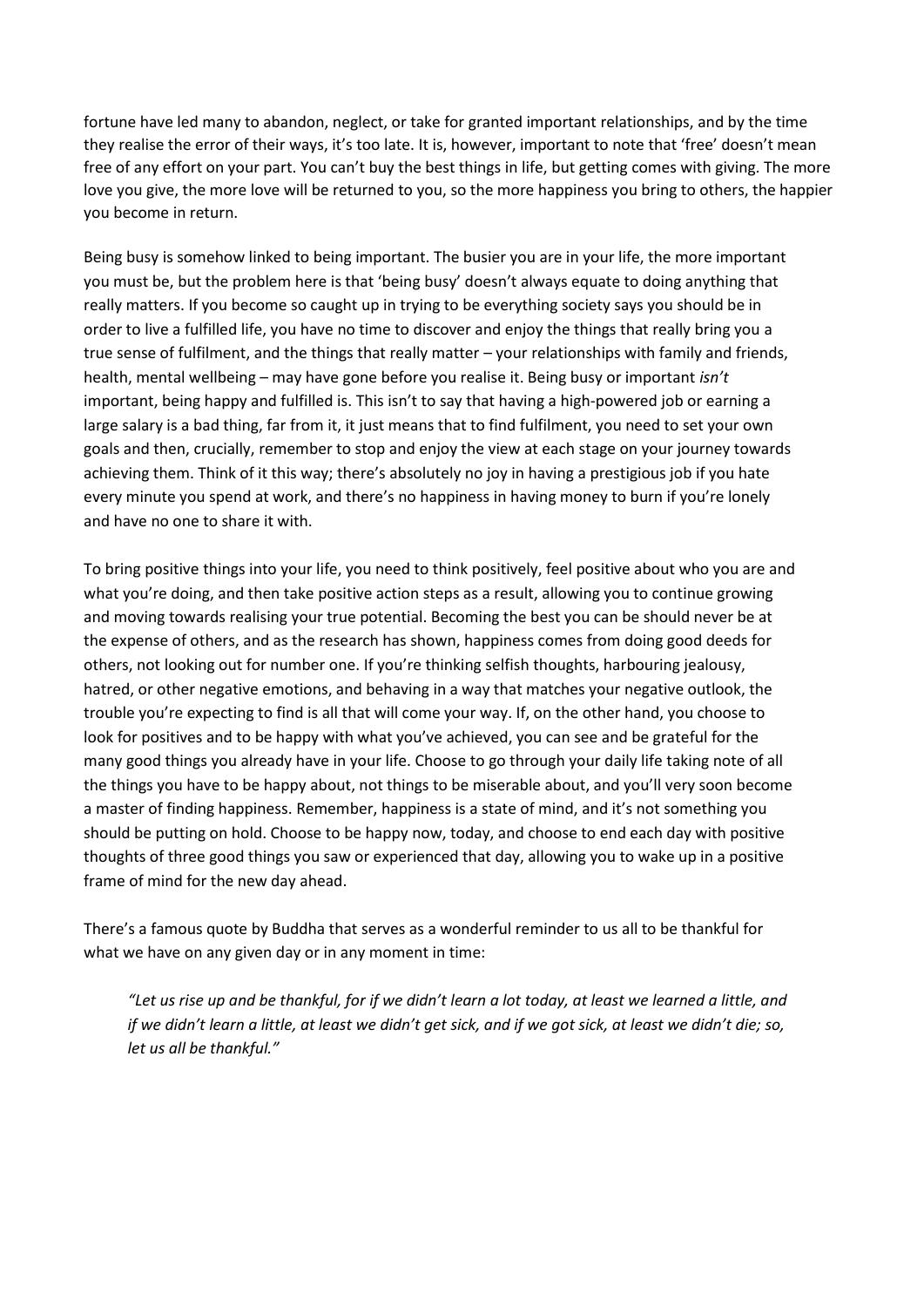fortune have led many to abandon, neglect, or take for granted important relationships, and by the time they realise the error of their ways, it's too late. It is, however, important to note that 'free' doesn't mean free of any effort on your part. You can't buy the best things in life, but getting comes with giving. The more love you give, the more love will be returned to you, so the more happiness you bring to others, the happier you become in return.

Being busy is somehow linked to being important. The busier you are in your life, the more important you must be, but the problem here is that 'being busy' doesn't always equate to doing anything that really matters. If you become so caught up in trying to be everything society says you should be in order to live a fulfilled life, you have no time to discover and enjoy the things that really bring you a true sense of fulfilment, and the things that really matter – your relationships with family and friends, health, mental wellbeing – may have gone before you realise it. Being busy or important *isn't* important, being happy and fulfilled is. This isn't to say that having a high-powered job or earning a large salary is a bad thing, far from it, it just means that to find fulfilment, you need to set your own goals and then, crucially, remember to stop and enjoy the view at each stage on your journey towards achieving them. Think of it this way; there's absolutely no joy in having a prestigious job if you hate every minute you spend at work, and there's no happiness in having money to burn if you're lonely and have no one to share it with.

To bring positive things into your life, you need to think positively, feel positive about who you are and what you're doing, and then take positive action steps as a result, allowing you to continue growing and moving towards realising your true potential. Becoming the best you can be should never be at the expense of others, and as the research has shown, happiness comes from doing good deeds for others, not looking out for number one. If you're thinking selfish thoughts, harbouring jealousy, hatred, or other negative emotions, and behaving in a way that matches your negative outlook, the trouble you're expecting to find is all that will come your way. If, on the other hand, you choose to look for positives and to be happy with what you've achieved, you can see and be grateful for the many good things you already have in your life. Choose to go through your daily life taking note of all the things you have to be happy about, not things to be miserable about, and you'll very soon become a master of finding happiness. Remember, happiness is a state of mind, and it's not something you should be putting on hold. Choose to be happy now, today, and choose to end each day with positive thoughts of three good things you saw or experienced that day, allowing you to wake up in a positive frame of mind for the new day ahead.

There's a famous quote by Buddha that serves as a wonderful reminder to us all to be thankful for what we have on any given day or in any moment in time:

> *"Let us rise up and be thankful, for if we didn't learn a lot today, at least we learned a little, and if we didn't learn a little, at least we didn't get sick, and if we got sick, at least we didn't die; so, let us all be thankful."*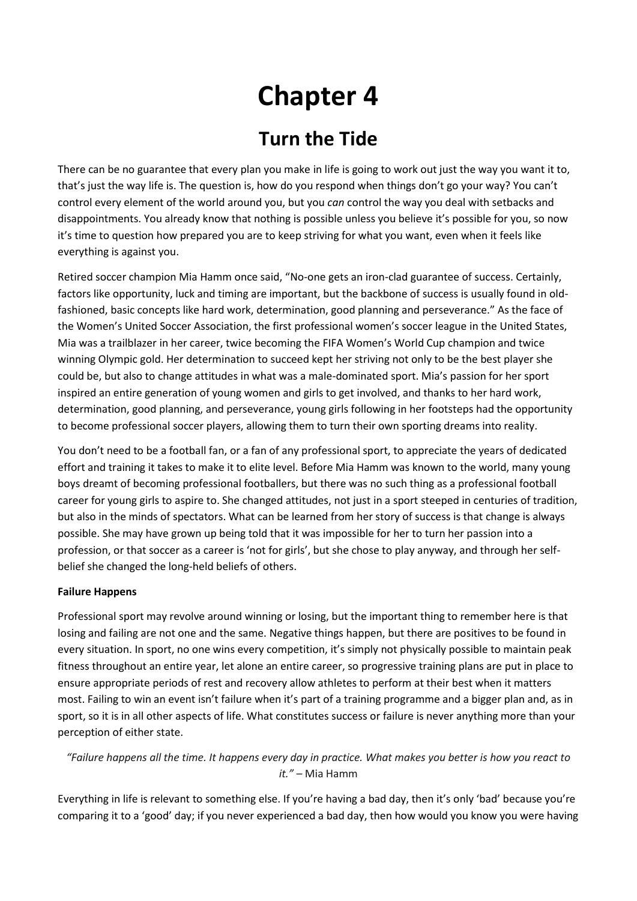# Chapter 4

## Turn the Tide

There can be no guarantee that every plan you make in life is going to work out just the way you want it to, that's just the way life is. The question is, how do you respond when things don't go your way? You can't control every element of the world around you, but you *can* control the way you deal with setbacks and disappointments. You already know that nothing is possible unless you believe it's possible for you, so now it's time to question how prepared you are to keep striving for what you want, even when it feels like everything is against you.

Retired soccer champion Mia Hamm once said, "No-one gets an iron-clad guarantee of success. Certainly, factors like opportunity, luck and timing are important, but the backbone of success is usually found in old-fashioned, basic concepts like hard work, determination, good planning and perseverance." As the face of the Women's United Soccer Association, the first professional women's soccer league in the United States, Mia was a trailblazer in her career, twice becoming the FIFA Women's World Cup champion and twice winning Olympic gold. Her determination to succeed kept her striving not only to be the best player she could be, but also to change attitudes in what was a male-dominated sport. Mia's passion for her sport inspired an entire generation of young women and girls to get involved, and thanks to her hard work, determination, good planning, and perseverance, young girls following in her footsteps had the opportunity to become professional soccer players, allowing them to turn their own sporting dreams into reality.

You don't need to be a football fan, or a fan of any professional sport, to appreciate the years of dedicated effort and training it takes to make it to elite level. Before Mia Hamm was known to the world, many young boys dreamt of becoming professional footballers, but there was no such thing as a professional football career for young girls to aspire to. She changed attitudes, not just in a sport steeped in centuries of tradition, but also in the minds of spectators. What can be learned from her story of success is that change is always possible. She may have grown up being told that it was impossible for her to turn her passion into a profession, or that soccer as a career is 'not for girls', but she chose to play anyway, and through her self-belief she changed the long-held beliefs of others.

**Failure Happens**

Professional sport may revolve around winning or losing, but the important thing to remember here is that losing and failing are not one and the same. Negative things happen, but there are positives to be found in every situation. In sport, no one wins every competition, it's simply not physically possible to maintain peak fitness throughout an entire year, let alone an entire career, so progressive training plans are put in place to ensure appropriate periods of rest and recovery allow athletes to perform at their best when it matters most. Failing to win an event isn't failure when it's part of a training programme and a bigger plan and, as in sport, so it is in all other aspects of life. What constitutes success or failure is never anything more than your perception of either state.

*"Failure happens all the time. It happens every day in practice. What makes you better is how you react to it."* – Mia Hamm

Everything in life is relevant to something else. If you're having a bad day, then it's only 'bad' because you're comparing it to a 'good' day; if you never experienced a bad day, then how would you know you were having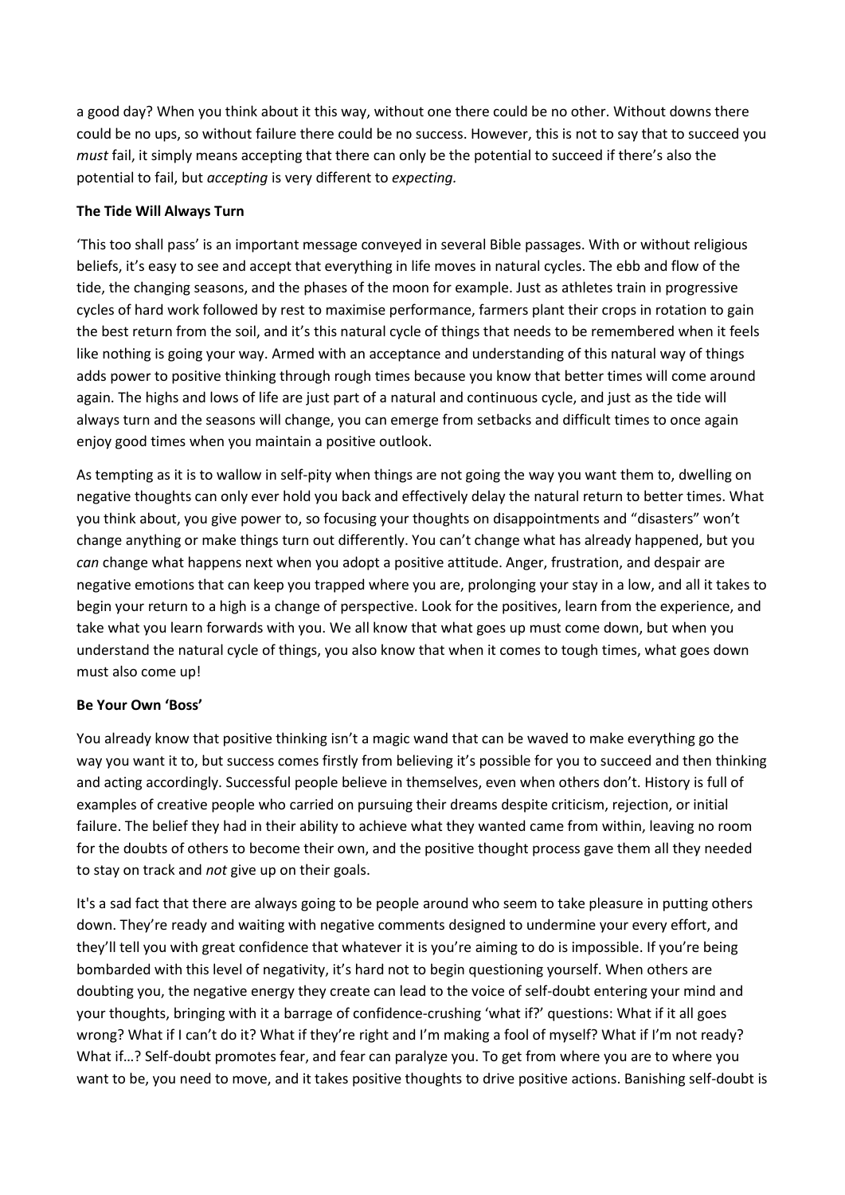a good day? When you think about it this way, without one there could be no other. Without downs there could be no ups, so without failure there could be no success. However, this is not to say that to succeed you *must* fail, it simply means accepting that there can only be the potential to succeed if there's also the potential to fail, but *accepting* is very different to *expecting*.

**The Tide Will Always Turn**

'This too shall pass' is an important message conveyed in several Bible passages. With or without religious beliefs, it's easy to see and accept that everything in life moves in natural cycles. The ebb and flow of the tide, the changing seasons, and the phases of the moon for example. Just as athletes train in progressive cycles of hard work followed by rest to maximise performance, farmers plant their crops in rotation to gain the best return from the soil, and it's this natural cycle of things that needs to be remembered when it feels like nothing is going your way. Armed with an acceptance and understanding of this natural way of things adds power to positive thinking through rough times because you know that better times will come around again. The highs and lows of life are just part of a natural and continuous cycle, and just as the tide will always turn and the seasons will change, you can emerge from setbacks and difficult times to once again enjoy good times when you maintain a positive outlook.

As tempting as it is to wallow in self-pity when things are not going the way you want them to, dwelling on negative thoughts can only ever hold you back and effectively delay the natural return to better times. What you think about, you give power to, so focusing your thoughts on disappointments and "disasters" won't change anything or make things turn out differently. You can't change what has already happened, but you *can* change what happens next when you adopt a positive attitude. Anger, frustration, and despair are negative emotions that can keep you trapped where you are, prolonging your stay in a low, and all it takes to begin your return to a high is a change of perspective. Look for the positives, learn from the experience, and take what you learn forwards with you. We all know that what goes up must come down, but when you understand the natural cycle of things, you also know that when it comes to tough times, what goes down must also come up!

**Be Your Own 'Boss'**

You already know that positive thinking isn't a magic wand that can be waved to make everything go the way you want it to, but success comes firstly from believing it's possible for you to succeed and then thinking and acting accordingly. Successful people believe in themselves, even when others don't. History is full of examples of creative people who carried on pursuing their dreams despite criticism, rejection, or initial failure. The belief they had in their ability to achieve what they wanted came from within, leaving no room for the doubts of others to become their own, and the positive thought process gave them all they needed to stay on track and *not* give up on their goals.

It's a sad fact that there are always going to be people around who seem to take pleasure in putting others down. They're ready and waiting with negative comments designed to undermine your every effort, and they'll tell you with great confidence that whatever it is you're aiming to do is impossible. If you're being bombarded with this level of negativity, it's hard not to begin questioning yourself. When others are doubting you, the negative energy they create can lead to the voice of self-doubt entering your mind and your thoughts, bringing with it a barrage of confidence-crushing 'what if?' questions: What if it all goes wrong? What if I can't do it? What if they're right and I'm making a fool of myself? What if I'm not ready? What if…? Self-doubt promotes fear, and fear can paralyze you. To get from where you are to where you want to be, you need to move, and it takes positive thoughts to drive positive actions. Banishing self-doubt is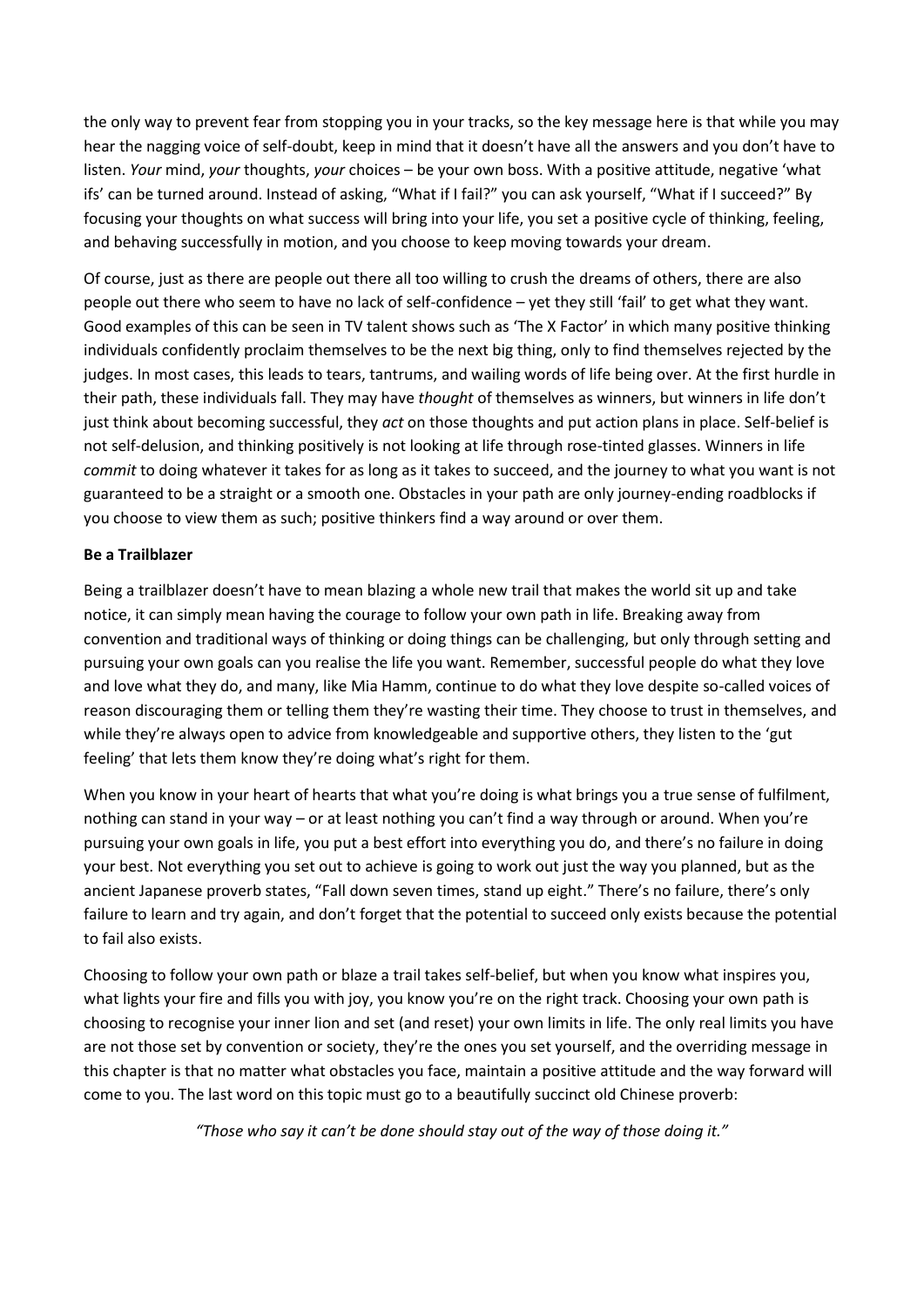the only way to prevent fear from stopping you in your tracks, so the key message here is that while you may hear the nagging voice of self-doubt, keep in mind that it doesn't have all the answers and you don't have to listen. *Your* mind, *your* thoughts, *your* choices – be your own boss. With a positive attitude, negative 'what ifs' can be turned around. Instead of asking, "What if I fail?" you can ask yourself, "What if I succeed?" By focusing your thoughts on what success will bring into your life, you set a positive cycle of thinking, feeling, and behaving successfully in motion, and you choose to keep moving towards your dream.

Of course, just as there are people out there all too willing to crush the dreams of others, there are also people out there who seem to have no lack of self-confidence – yet they still 'fail' to get what they want. Good examples of this can be seen in TV talent shows such as 'The X Factor' in which many positive thinking individuals confidently proclaim themselves to be the next big thing, only to find themselves rejected by the judges. In most cases, this leads to tears, tantrums, and wailing words of life being over. At the first hurdle in their path, these individuals fall. They may have *thought* of themselves as winners, but winners in life don't just think about becoming successful, they *act* on those thoughts and put action plans in place. Self-belief is not self-delusion, and thinking positively is not looking at life through rose-tinted glasses. Winners in life *commit* to doing whatever it takes for as long as it takes to succeed, and the journey to what you want is not guaranteed to be a straight or a smooth one. Obstacles in your path are only journey-ending roadblocks if you choose to view them as such; positive thinkers find a way around or over them.

**Be a Trailblazer**

Being a trailblazer doesn't have to mean blazing a whole new trail that makes the world sit up and take notice, it can simply mean having the courage to follow your own path in life. Breaking away from convention and traditional ways of thinking or doing things can be challenging, but only through setting and pursuing your own goals can you realise the life you want. Remember, successful people do what they love and love what they do, and many, like Mia Hamm, continue to do what they love despite so-called voices of reason discouraging them or telling them they're wasting their time. They choose to trust in themselves, and while they're always open to advice from knowledgeable and supportive others, they listen to the 'gut feeling' that lets them know they're doing what's right for them.

When you know in your heart of hearts that what you're doing is what brings you a true sense of fulfilment, nothing can stand in your way – or at least nothing you can't find a way through or around. When you're pursuing your own goals in life, you put a best effort into everything you do, and there's no failure in doing your best. Not everything you set out to achieve is going to work out just the way you planned, but as the ancient Japanese proverb states, "Fall down seven times, stand up eight." There's no failure, there's only failure to learn and try again, and don't forget that the potential to succeed only exists because the potential to fail also exists.

Choosing to follow your own path or blaze a trail takes self-belief, but when you know what inspires you, what lights your fire and fills you with joy, you know you're on the right track. Choosing your own path is choosing to recognise your inner lion and set (and reset) your own limits in life. The only real limits you have are not those set by convention or society, they're the ones you set yourself, and the overriding message in this chapter is that no matter what obstacles you face, maintain a positive attitude and the way forward will come to you. The last word on this topic must go to a beautifully succinct old Chinese proverb:

*"Those who say it can't be done should stay out of the way of those doing it."*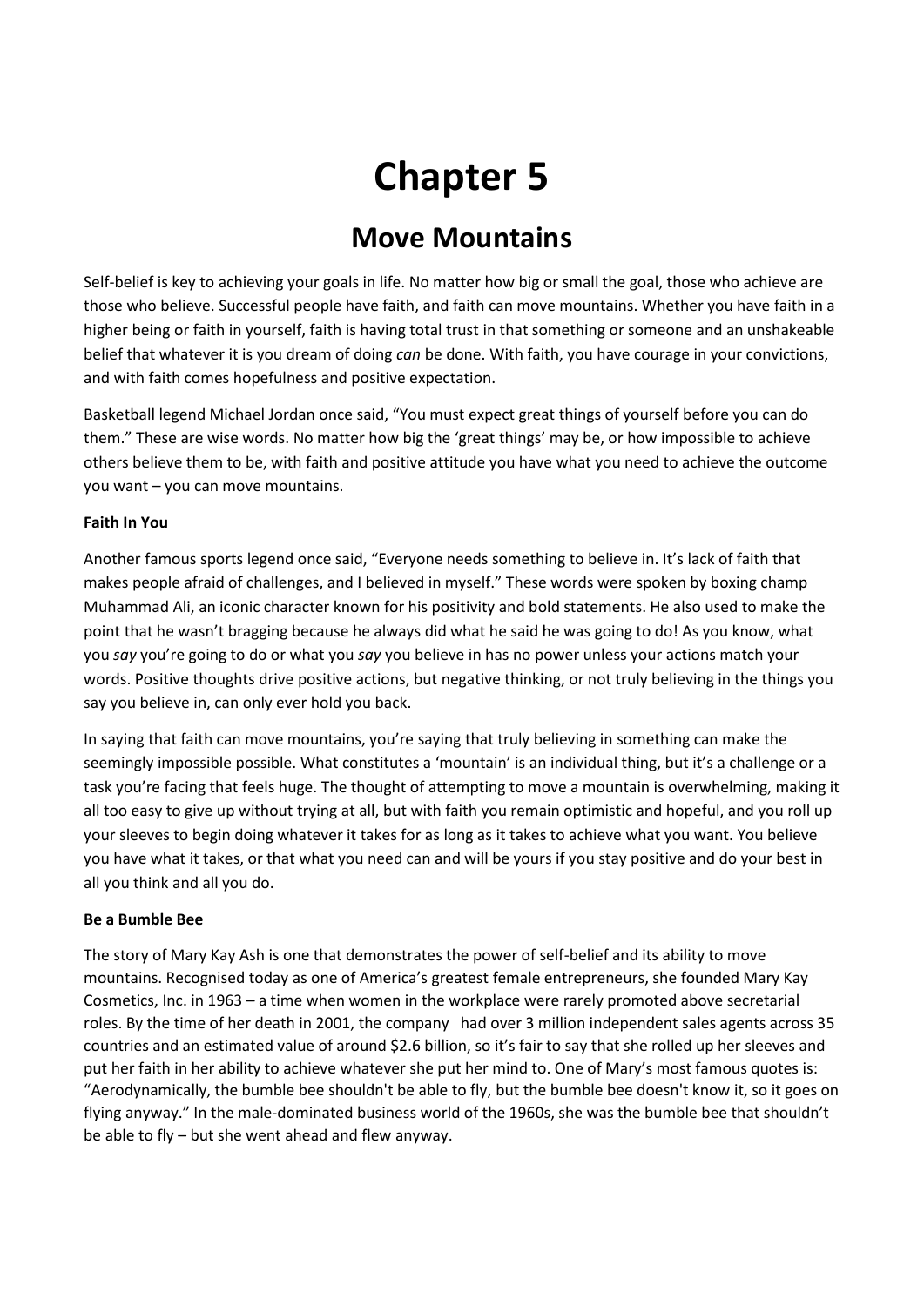# Chapter 5

## Move Mountains

Self-belief is key to achieving your goals in life. No matter how big or small the goal, those who achieve are those who believe. Successful people have faith, and faith can move mountains. Whether you have faith in a higher being or faith in yourself, faith is having total trust in that something or someone and an unshakeable belief that whatever it is you dream of doing *can* be done. With faith, you have courage in your convictions, and with faith comes hopefulness and positive expectation.

Basketball legend Michael Jordan once said, "You must expect great things of yourself before you can do them." These are wise words. No matter how big the 'great things' may be, or how impossible to achieve others believe them to be, with faith and positive attitude you have what you need to achieve the outcome you want – you can move mountains.

**Faith In You**

Another famous sports legend once said, "Everyone needs something to believe in. It's lack of faith that makes people afraid of challenges, and I believed in myself." These words were spoken by boxing champ Muhammad Ali, an iconic character known for his positivity and bold statements. He also used to make the point that he wasn't bragging because he always did what he said he was going to do! As you know, what you *say* you're going to do or what you *say* you believe in has no power unless your actions match your words. Positive thoughts drive positive actions, but negative thinking, or not truly believing in the things you say you believe in, can only ever hold you back.

In saying that faith can move mountains, you're saying that truly believing in something can make the seemingly impossible possible. What constitutes a 'mountain' is an individual thing, but it's a challenge or a task you're facing that feels huge. The thought of attempting to move a mountain is overwhelming, making it all too easy to give up without trying at all, but with faith you remain optimistic and hopeful, and you roll up your sleeves to begin doing whatever it takes for as long as it takes to achieve what you want. You believe you have what it takes, or that what you need can and will be yours if you stay positive and do your best in all you think and all you do.

**Be a Bumble Bee**

The story of Mary Kay Ash is one that demonstrates the power of self-belief and its ability to move mountains. Recognised today as one of America's greatest female entrepreneurs, she founded Mary Kay Cosmetics, Inc. in 1963 – a time when women in the workplace were rarely promoted above secretarial roles. By the time of her death in 2001, the company had over 3 million independent sales agents across 35 countries and an estimated value of around $2.6 billion, so it's fair to say that she rolled up her sleeves and put her faith in her ability to achieve whatever she put her mind to. One of Mary's most famous quotes is: "Aerodynamically, the bumble bee shouldn't be able to fly, but the bumble bee doesn't know it, so it goes on flying anyway." In the male-dominated business world of the 1960s, she was the bumble bee that shouldn't be able to fly – but she went ahead and flew anyway.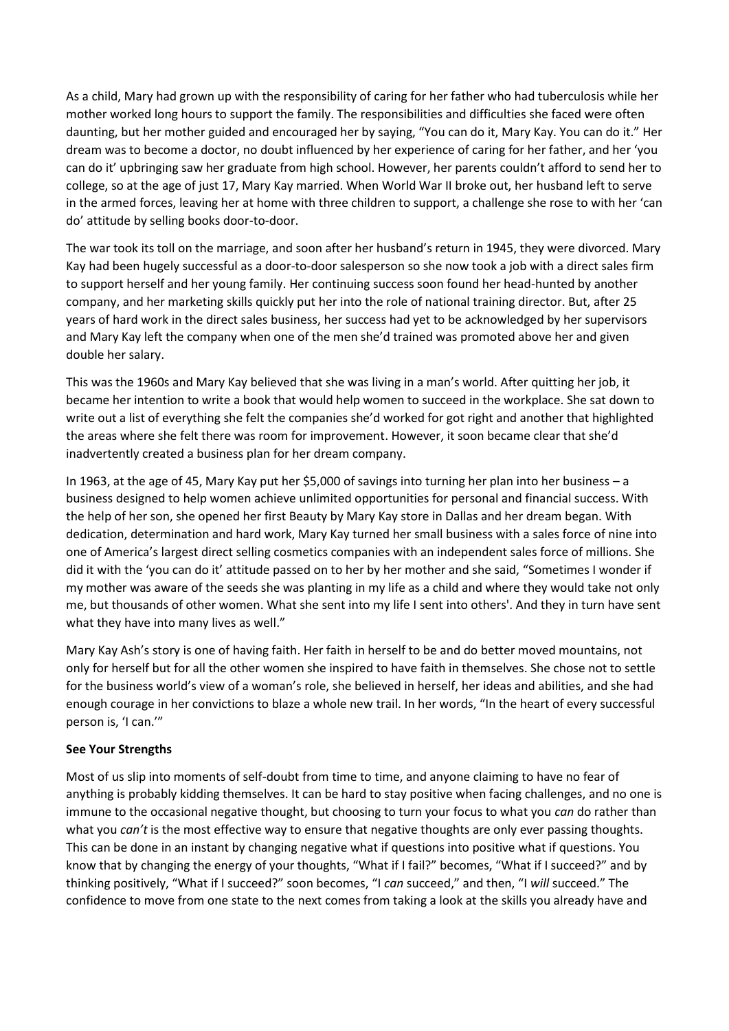As a child, Mary had grown up with the responsibility of caring for her father who had tuberculosis while her mother worked long hours to support the family. The responsibilities and difficulties she faced were often daunting, but her mother guided and encouraged her by saying, "You can do it, Mary Kay. You can do it." Her dream was to become a doctor, no doubt influenced by her experience of caring for her father, and her 'you can do it' upbringing saw her graduate from high school. However, her parents couldn't afford to send her to college, so at the age of just 17, Mary Kay married. When World War II broke out, her husband left to serve in the armed forces, leaving her at home with three children to support, a challenge she rose to with her 'can do' attitude by selling books door-to-door.

The war took its toll on the marriage, and soon after her husband's return in 1945, they were divorced. Mary Kay had been hugely successful as a door-to-door salesperson so she now took a job with a direct sales firm to support herself and her young family. Her continuing success soon found her head-hunted by another company, and her marketing skills quickly put her into the role of national training director. But, after 25 years of hard work in the direct sales business, her success had yet to be acknowledged by her supervisors and Mary Kay left the company when one of the men she'd trained was promoted above her and given double her salary.

This was the 1960s and Mary Kay believed that she was living in a man's world. After quitting her job, it became her intention to write a book that would help women to succeed in the workplace. She sat down to write out a list of everything she felt the companies she'd worked for got right and another that highlighted the areas where she felt there was room for improvement. However, it soon became clear that she'd inadvertently created a business plan for her dream company.

In 1963, at the age of 45, Mary Kay put her $5,000 of savings into turning her plan into her business – a business designed to help women achieve unlimited opportunities for personal and financial success. With the help of her son, she opened her first Beauty by Mary Kay store in Dallas and her dream began. With dedication, determination and hard work, Mary Kay turned her small business with a sales force of nine into one of America's largest direct selling cosmetics companies with an independent sales force of millions. She did it with the 'you can do it' attitude passed on to her by her mother and she said, "Sometimes I wonder if my mother was aware of the seeds she was planting in my life as a child and where they would take not only me, but thousands of other women. What she sent into my life I sent into others'. And they in turn have sent what they have into many lives as well."

Mary Kay Ash's story is one of having faith. Her faith in herself to be and do better moved mountains, not only for herself but for all the other women she inspired to have faith in themselves. She chose not to settle for the business world's view of a woman's role, she believed in herself, her ideas and abilities, and she had enough courage in her convictions to blaze a whole new trail. In her words, "In the heart of every successful person is, 'I can.'"

**See Your Strengths**

Most of us slip into moments of self-doubt from time to time, and anyone claiming to have no fear of anything is probably kidding themselves. It can be hard to stay positive when facing challenges, and no one is immune to the occasional negative thought, but choosing to turn your focus to what you *can* do rather than what you *can't* is the most effective way to ensure that negative thoughts are only ever passing thoughts. This can be done in an instant by changing negative what if questions into positive what if questions. You know that by changing the energy of your thoughts, "What if I fail?" becomes, "What if I succeed?" and by thinking positively, "What if I succeed?" soon becomes, "I *can* succeed," and then, "I *will* succeed." The confidence to move from one state to the next comes from taking a look at the skills you already have and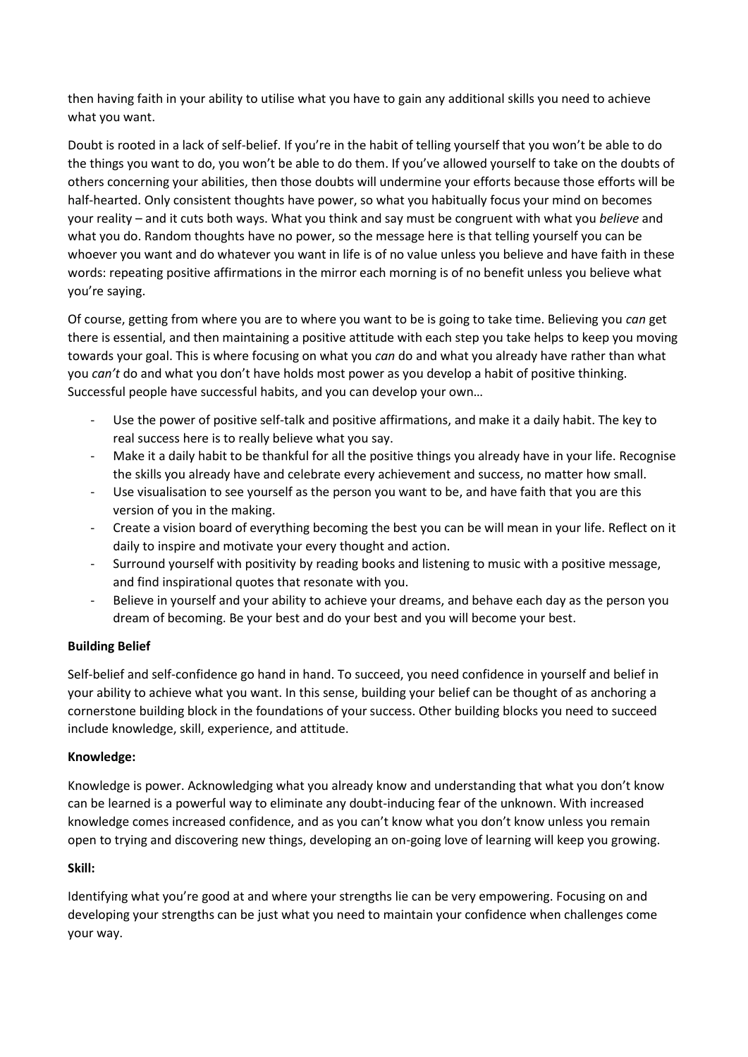then having faith in your ability to utilise what you have to gain any additional skills you need to achieve what you want.

Doubt is rooted in a lack of self-belief. If you're in the habit of telling yourself that you won't be able to do the things you want to do, you won't be able to do them. If you've allowed yourself to take on the doubts of others concerning your abilities, then those doubts will undermine your efforts because those efforts will be half-hearted. Only consistent thoughts have power, so what you habitually focus your mind on becomes your reality – and it cuts both ways. What you think and say must be congruent with what you *believe* and what you do. Random thoughts have no power, so the message here is that telling yourself you can be whoever you want and do whatever you want in life is of no value unless you believe and have faith in these words: repeating positive affirmations in the mirror each morning is of no benefit unless you believe what you're saying.

Of course, getting from where you are to where you want to be is going to take time. Believing you *can* get there is essential, and then maintaining a positive attitude with each step you take helps to keep you moving towards your goal. This is where focusing on what you *can* do and what you already have rather than what you *can't* do and what you don't have holds most power as you develop a habit of positive thinking. Successful people have successful habits, and you can develop your own…

- Use the power of positive self-talk and positive affirmations, and make it a daily habit. The key to real success here is to really believe what you say.
- Make it a daily habit to be thankful for all the positive things you already have in your life. Recognise the skills you already have and celebrate every achievement and success, no matter how small.
- Use visualisation to see yourself as the person you want to be, and have faith that you are this version of you in the making.
- Create a vision board of everything becoming the best you can be will mean in your life. Reflect on it daily to inspire and motivate your every thought and action.
- Surround yourself with positivity by reading books and listening to music with a positive message, and find inspirational quotes that resonate with you.
- Believe in yourself and your ability to achieve your dreams, and behave each day as the person you dream of becoming. Be your best and do your best and you will become your best.

**Building Belief**

Self-belief and self-confidence go hand in hand. To succeed, you need confidence in yourself and belief in your ability to achieve what you want. In this sense, building your belief can be thought of as anchoring a cornerstone building block in the foundations of your success. Other building blocks you need to succeed include knowledge, skill, experience, and attitude.

**Knowledge:**

Knowledge is power. Acknowledging what you already know and understanding that what you don't know can be learned is a powerful way to eliminate any doubt-inducing fear of the unknown. With increased knowledge comes increased confidence, and as you can't know what you don't know unless you remain open to trying and discovering new things, developing an on-going love of learning will keep you growing.

**Skill:**

Identifying what you're good at and where your strengths lie can be very empowering. Focusing on and developing your strengths can be just what you need to maintain your confidence when challenges come your way.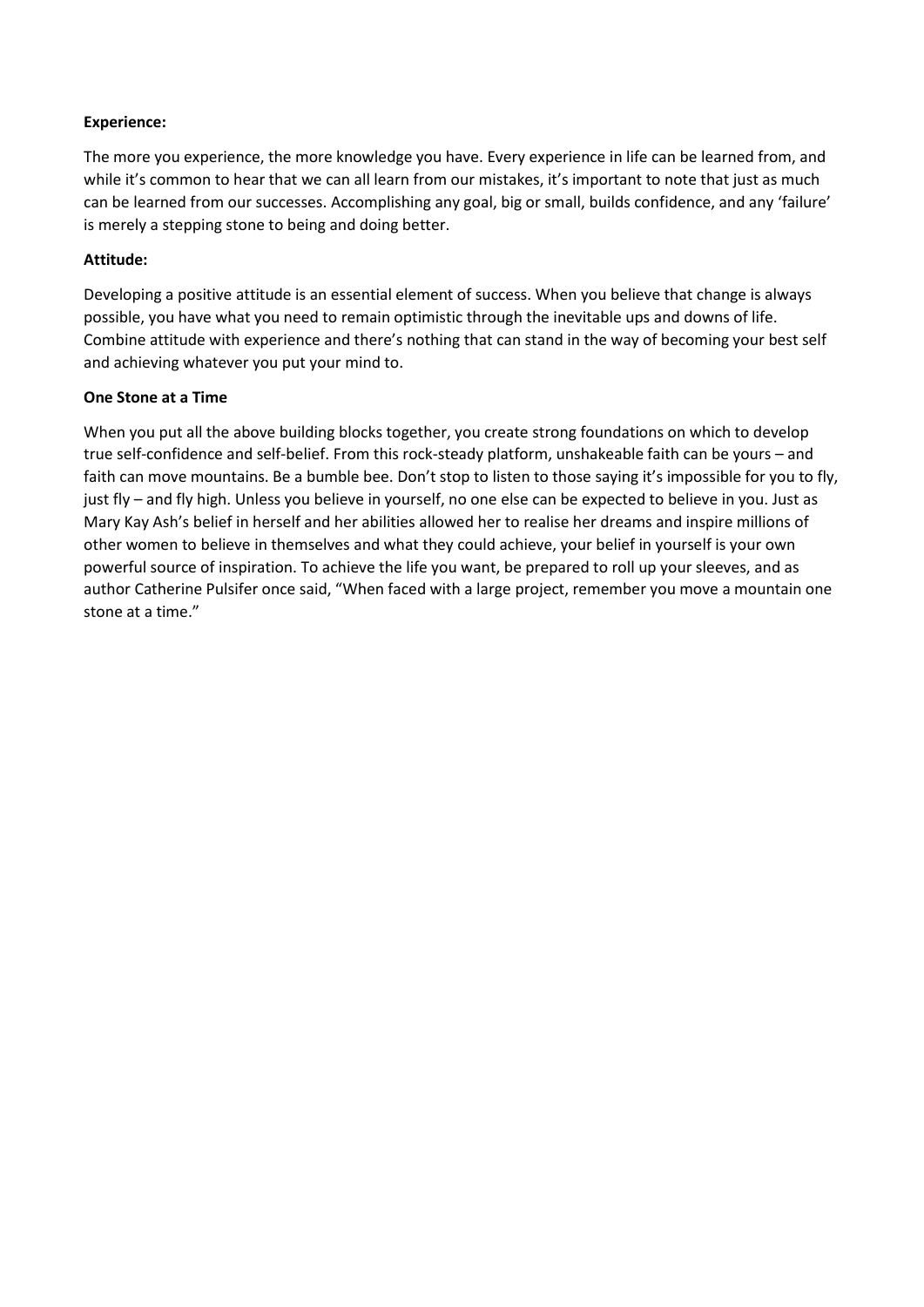**Experience:**

The more you experience, the more knowledge you have. Every experience in life can be learned from, and while it's common to hear that we can all learn from our mistakes, it's important to note that just as much can be learned from our successes. Accomplishing any goal, big or small, builds confidence, and any 'failure' is merely a stepping stone to being and doing better.

**Attitude:**

Developing a positive attitude is an essential element of success. When you believe that change is always possible, you have what you need to remain optimistic through the inevitable ups and downs of life. Combine attitude with experience and there's nothing that can stand in the way of becoming your best self and achieving whatever you put your mind to.

**One Stone at a Time**

When you put all the above building blocks together, you create strong foundations on which to develop true self-confidence and self-belief. From this rock-steady platform, unshakeable faith can be yours – and faith can move mountains. Be a bumble bee. Don't stop to listen to those saying it's impossible for you to fly, just fly – and fly high. Unless you believe in yourself, no one else can be expected to believe in you. Just as Mary Kay Ash's belief in herself and her abilities allowed her to realise her dreams and inspire millions of other women to believe in themselves and what they could achieve, your belief in yourself is your own powerful source of inspiration. To achieve the life you want, be prepared to roll up your sleeves, and as author Catherine Pulsifer once said, "When faced with a large project, remember you move a mountain one stone at a time."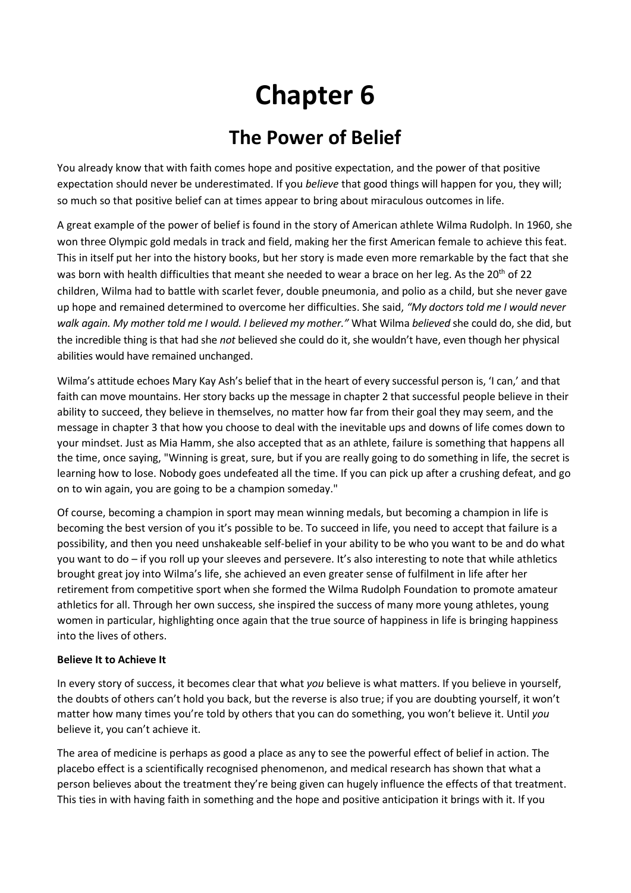# Chapter 6

## The Power of Belief

You already know that with faith comes hope and positive expectation, and the power of that positive expectation should never be underestimated. If you *believe* that good things will happen for you, they will; so much so that positive belief can at times appear to bring about miraculous outcomes in life.

A great example of the power of belief is found in the story of American athlete Wilma Rudolph. In 1960, she won three Olympic gold medals in track and field, making her the first American female to achieve this feat. This in itself put her into the history books, but her story is made even more remarkable by the fact that she was born with health difficulties that meant she needed to wear a brace on her leg. As the 20th of 22 children, Wilma had to battle with scarlet fever, double pneumonia, and polio as a child, but she never gave up hope and remained determined to overcome her difficulties. She said, *"My doctors told me I would never walk again. My mother told me I would. I believed my mother."* What Wilma *believed* she could do, she did, but the incredible thing is that had she *not* believed she could do it, she wouldn't have, even though her physical abilities would have remained unchanged.

Wilma's attitude echoes Mary Kay Ash's belief that in the heart of every successful person is, 'I can,' and that faith can move mountains. Her story backs up the message in chapter 2 that successful people believe in their ability to succeed, they believe in themselves, no matter how far from their goal they may seem, and the message in chapter 3 that how you choose to deal with the inevitable ups and downs of life comes down to your mindset. Just as Mia Hamm, she also accepted that as an athlete, failure is something that happens all the time, once saying, "Winning is great, sure, but if you are really going to do something in life, the secret is learning how to lose. Nobody goes undefeated all the time. If you can pick up after a crushing defeat, and go on to win again, you are going to be a champion someday."

Of course, becoming a champion in sport may mean winning medals, but becoming a champion in life is becoming the best version of you it's possible to be. To succeed in life, you need to accept that failure is a possibility, and then you need unshakeable self-belief in your ability to be who you want to be and do what you want to do – if you roll up your sleeves and persevere. It's also interesting to note that while athletics brought great joy into Wilma's life, she achieved an even greater sense of fulfilment in life after her retirement from competitive sport when she formed the Wilma Rudolph Foundation to promote amateur athletics for all. Through her own success, she inspired the success of many more young athletes, young women in particular, highlighting once again that the true source of happiness in life is bringing happiness into the lives of others.

**Believe It to Achieve It**

In every story of success, it becomes clear that what *you* believe is what matters. If you believe in yourself, the doubts of others can't hold you back, but the reverse is also true; if you are doubting yourself, it won't matter how many times you're told by others that you can do something, you won't believe it. Until *you* believe it, you can't achieve it.

The area of medicine is perhaps as good a place as any to see the powerful effect of belief in action. The placebo effect is a scientifically recognised phenomenon, and medical research has shown that what a person believes about the treatment they're being given can hugely influence the effects of that treatment. This ties in with having faith in something and the hope and positive anticipation it brings with it. If you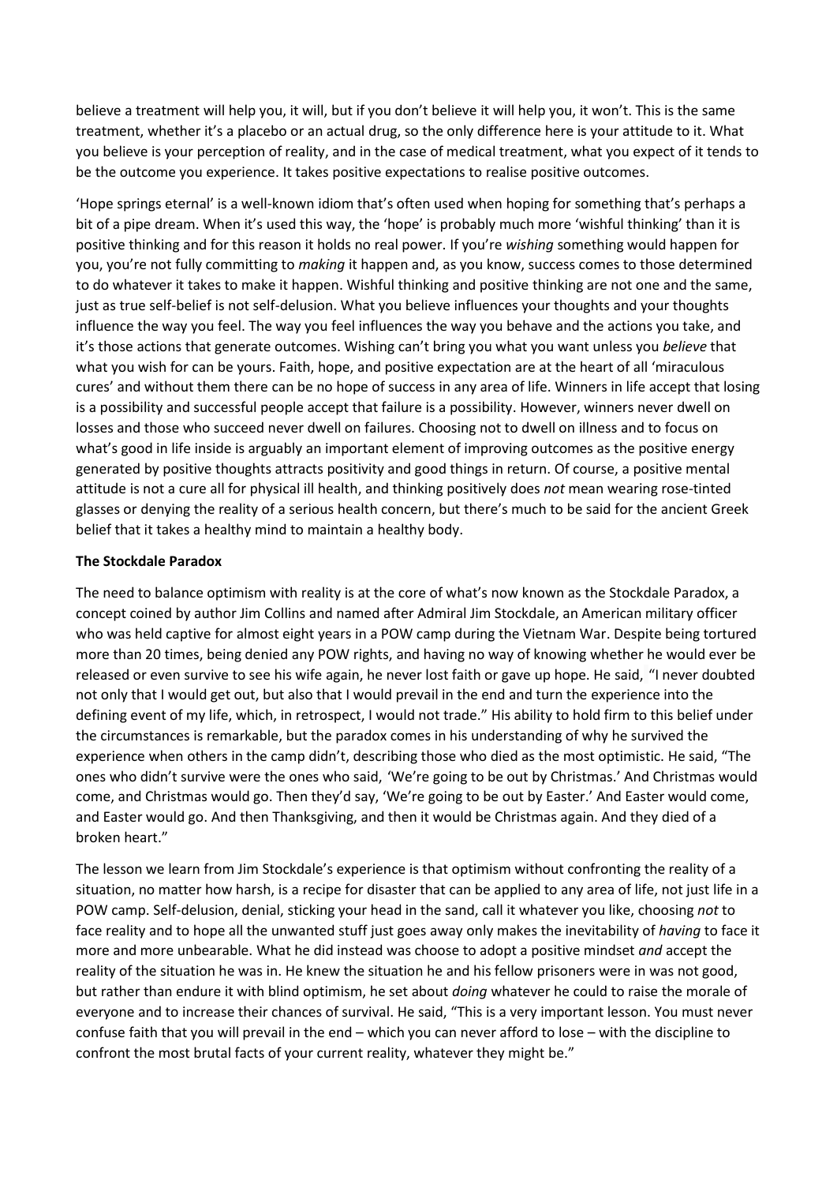believe a treatment will help you, it will, but if you don't believe it will help you, it won't. This is the same treatment, whether it's a placebo or an actual drug, so the only difference here is your attitude to it. What you believe is your perception of reality, and in the case of medical treatment, what you expect of it tends to be the outcome you experience. It takes positive expectations to realise positive outcomes.

'Hope springs eternal' is a well-known idiom that's often used when hoping for something that's perhaps a bit of a pipe dream. When it's used this way, the 'hope' is probably much more 'wishful thinking' than it is positive thinking and for this reason it holds no real power. If you're *wishing* something would happen for you, you're not fully committing to *making* it happen and, as you know, success comes to those determined to do whatever it takes to make it happen. Wishful thinking and positive thinking are not one and the same, just as true self-belief is not self-delusion. What you believe influences your thoughts and your thoughts influence the way you feel. The way you feel influences the way you behave and the actions you take, and it's those actions that generate outcomes. Wishing can't bring you what you want unless you *believe* that what you wish for can be yours. Faith, hope, and positive expectation are at the heart of all 'miraculous cures' and without them there can be no hope of success in any area of life. Winners in life accept that losing is a possibility and successful people accept that failure is a possibility. However, winners never dwell on losses and those who succeed never dwell on failures. Choosing not to dwell on illness and to focus on what's good in life inside is arguably an important element of improving outcomes as the positive energy generated by positive thoughts attracts positivity and good things in return. Of course, a positive mental attitude is not a cure all for physical ill health, and thinking positively does *not* mean wearing rose-tinted glasses or denying the reality of a serious health concern, but there's much to be said for the ancient Greek belief that it takes a healthy mind to maintain a healthy body.

**The Stockdale Paradox**

The need to balance optimism with reality is at the core of what's now known as the Stockdale Paradox, a concept coined by author Jim Collins and named after Admiral Jim Stockdale, an American military officer who was held captive for almost eight years in a POW camp during the Vietnam War. Despite being tortured more than 20 times, being denied any POW rights, and having no way of knowing whether he would ever be released or even survive to see his wife again, he never lost faith or gave up hope. He said, "I never doubted not only that I would get out, but also that I would prevail in the end and turn the experience into the defining event of my life, which, in retrospect, I would not trade." His ability to hold firm to this belief under the circumstances is remarkable, but the paradox comes in his understanding of why he survived the experience when others in the camp didn't, describing those who died as the most optimistic. He said, "The ones who didn't survive were the ones who said, 'We're going to be out by Christmas.' And Christmas would come, and Christmas would go. Then they'd say, 'We're going to be out by Easter.' And Easter would come, and Easter would go. And then Thanksgiving, and then it would be Christmas again. And they died of a broken heart."

The lesson we learn from Jim Stockdale's experience is that optimism without confronting the reality of a situation, no matter how harsh, is a recipe for disaster that can be applied to any area of life, not just life in a POW camp. Self-delusion, denial, sticking your head in the sand, call it whatever you like, choosing *not* to face reality and to hope all the unwanted stuff just goes away only makes the inevitability of *having* to face it more and more unbearable. What he did instead was choose to adopt a positive mindset *and* accept the reality of the situation he was in. He knew the situation he and his fellow prisoners were in was not good, but rather than endure it with blind optimism, he set about *doing* whatever he could to raise the morale of everyone and to increase their chances of survival. He said, "This is a very important lesson. You must never confuse faith that you will prevail in the end – which you can never afford to lose – with the discipline to confront the most brutal facts of your current reality, whatever they might be."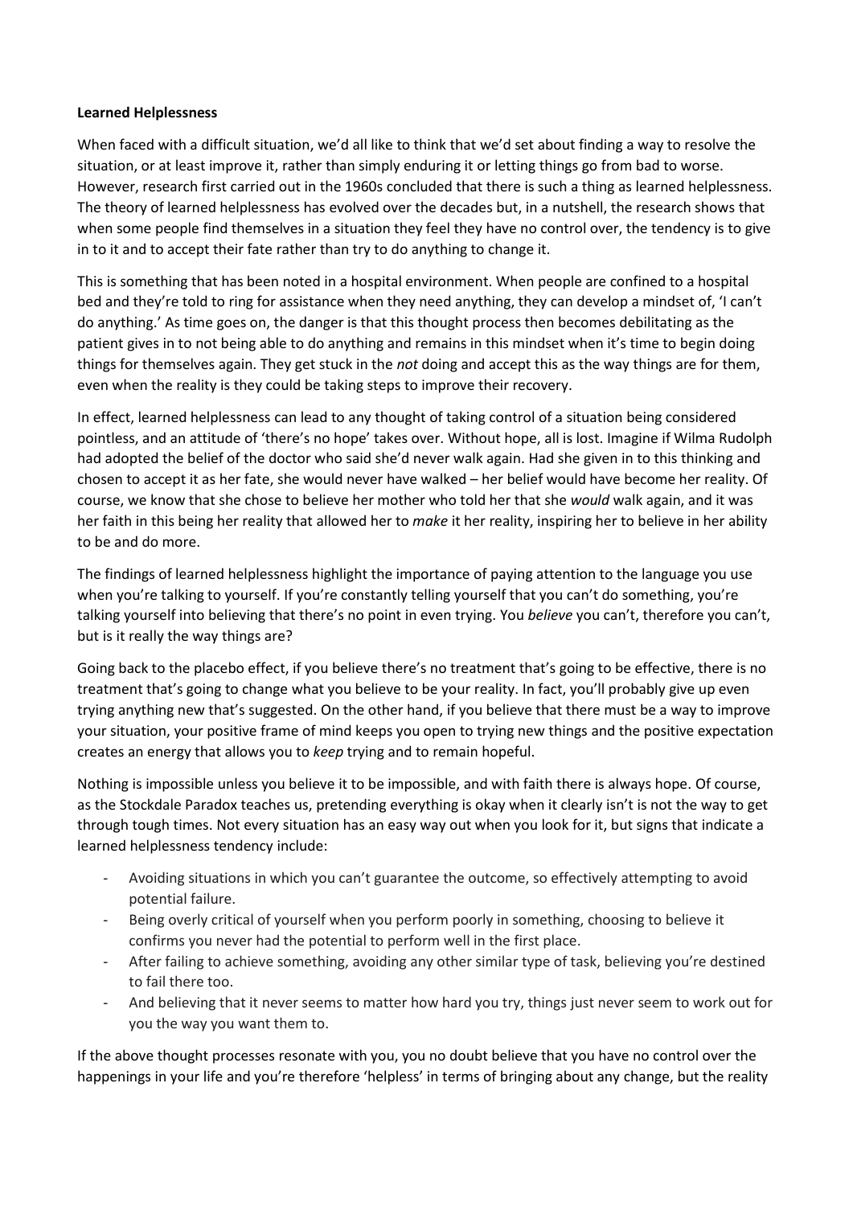**Learned Helplessness**

When faced with a difficult situation, we'd all like to think that we'd set about finding a way to resolve the situation, or at least improve it, rather than simply enduring it or letting things go from bad to worse. However, research first carried out in the 1960s concluded that there is such a thing as learned helplessness. The theory of learned helplessness has evolved over the decades but, in a nutshell, the research shows that when some people find themselves in a situation they feel they have no control over, the tendency is to give in to it and to accept their fate rather than try to do anything to change it.

This is something that has been noted in a hospital environment. When people are confined to a hospital bed and they're told to ring for assistance when they need anything, they can develop a mindset of, 'I can't do anything.' As time goes on, the danger is that this thought process then becomes debilitating as the patient gives in to not being able to do anything and remains in this mindset when it's time to begin doing things for themselves again. They get stuck in the *not* doing and accept this as the way things are for them, even when the reality is they could be taking steps to improve their recovery.

In effect, learned helplessness can lead to any thought of taking control of a situation being considered pointless, and an attitude of 'there's no hope' takes over. Without hope, all is lost. Imagine if Wilma Rudolph had adopted the belief of the doctor who said she'd never walk again. Had she given in to this thinking and chosen to accept it as her fate, she would never have walked – her belief would have become her reality. Of course, we know that she chose to believe her mother who told her that she *would* walk again, and it was her faith in this being her reality that allowed her to *make* it her reality, inspiring her to believe in her ability to be and do more.

The findings of learned helplessness highlight the importance of paying attention to the language you use when you're talking to yourself. If you're constantly telling yourself that you can't do something, you're talking yourself into believing that there's no point in even trying. You *believe* you can't, therefore you can't, but is it really the way things are?

Going back to the placebo effect, if you believe there's no treatment that's going to be effective, there is no treatment that's going to change what you believe to be your reality. In fact, you'll probably give up even trying anything new that's suggested. On the other hand, if you believe that there must be a way to improve your situation, your positive frame of mind keeps you open to trying new things and the positive expectation creates an energy that allows you to *keep* trying and to remain hopeful.

Nothing is impossible unless you believe it to be impossible, and with faith there is always hope. Of course, as the Stockdale Paradox teaches us, pretending everything is okay when it clearly isn't is not the way to get through tough times. Not every situation has an easy way out when you look for it, but signs that indicate a learned helplessness tendency include:

- Avoiding situations in which you can't guarantee the outcome, so effectively attempting to avoid potential failure.
- Being overly critical of yourself when you perform poorly in something, choosing to believe it confirms you never had the potential to perform well in the first place.
- After failing to achieve something, avoiding any other similar type of task, believing you're destined to fail there too.
- And believing that it never seems to matter how hard you try, things just never seem to work out for you the way you want them to.

If the above thought processes resonate with you, you no doubt believe that you have no control over the happenings in your life and you're therefore 'helpless' in terms of bringing about any change, but the reality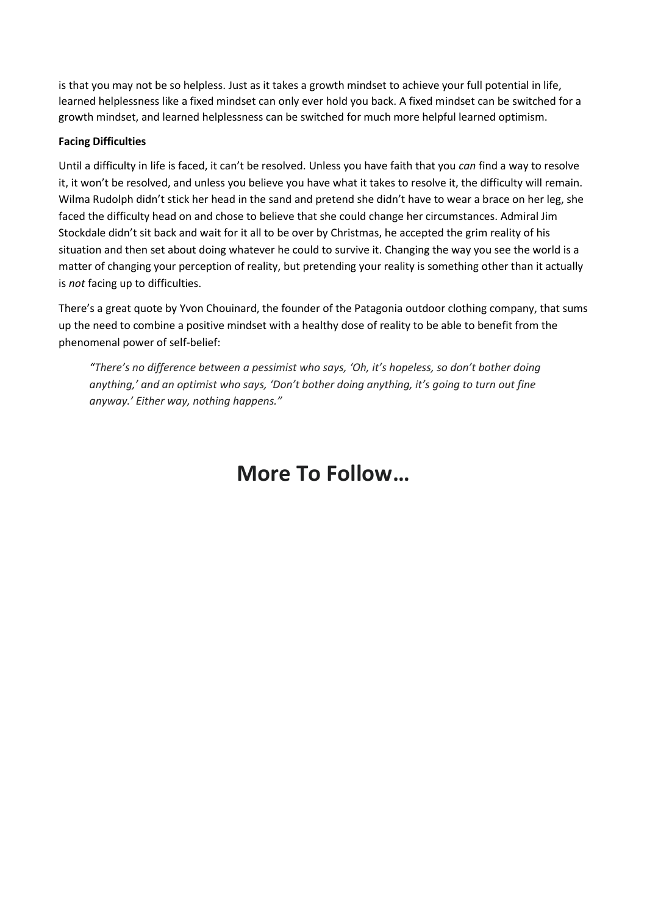is that you may not be so helpless. Just as it takes a growth mindset to achieve your full potential in life, learned helplessness like a fixed mindset can only ever hold you back. A fixed mindset can be switched for a growth mindset, and learned helplessness can be switched for much more helpful learned optimism.

**Facing Difficulties**

Until a difficulty in life is faced, it can't be resolved. Unless you have faith that you *can* find a way to resolve it, it won't be resolved, and unless you believe you have what it takes to resolve it, the difficulty will remain. Wilma Rudolph didn't stick her head in the sand and pretend she didn't have to wear a brace on her leg, she faced the difficulty head on and chose to believe that she could change her circumstances. Admiral Jim Stockdale didn't sit back and wait for it all to be over by Christmas, he accepted the grim reality of his situation and then set about doing whatever he could to survive it. Changing the way you see the world is a matter of changing your perception of reality, but pretending your reality is something other than it actually is *not* facing up to difficulties.

There's a great quote by Yvon Chouinard, the founder of the Patagonia outdoor clothing company, that sums up the need to combine a positive mindset with a healthy dose of reality to be able to benefit from the phenomenal power of self-belief:

> *"There's no difference between a pessimist who says, 'Oh, it's hopeless, so don't bother doing anything,' and an optimist who says, 'Don't bother doing anything, it's going to turn out fine anyway.' Either way, nothing happens."*

# More To Follow…